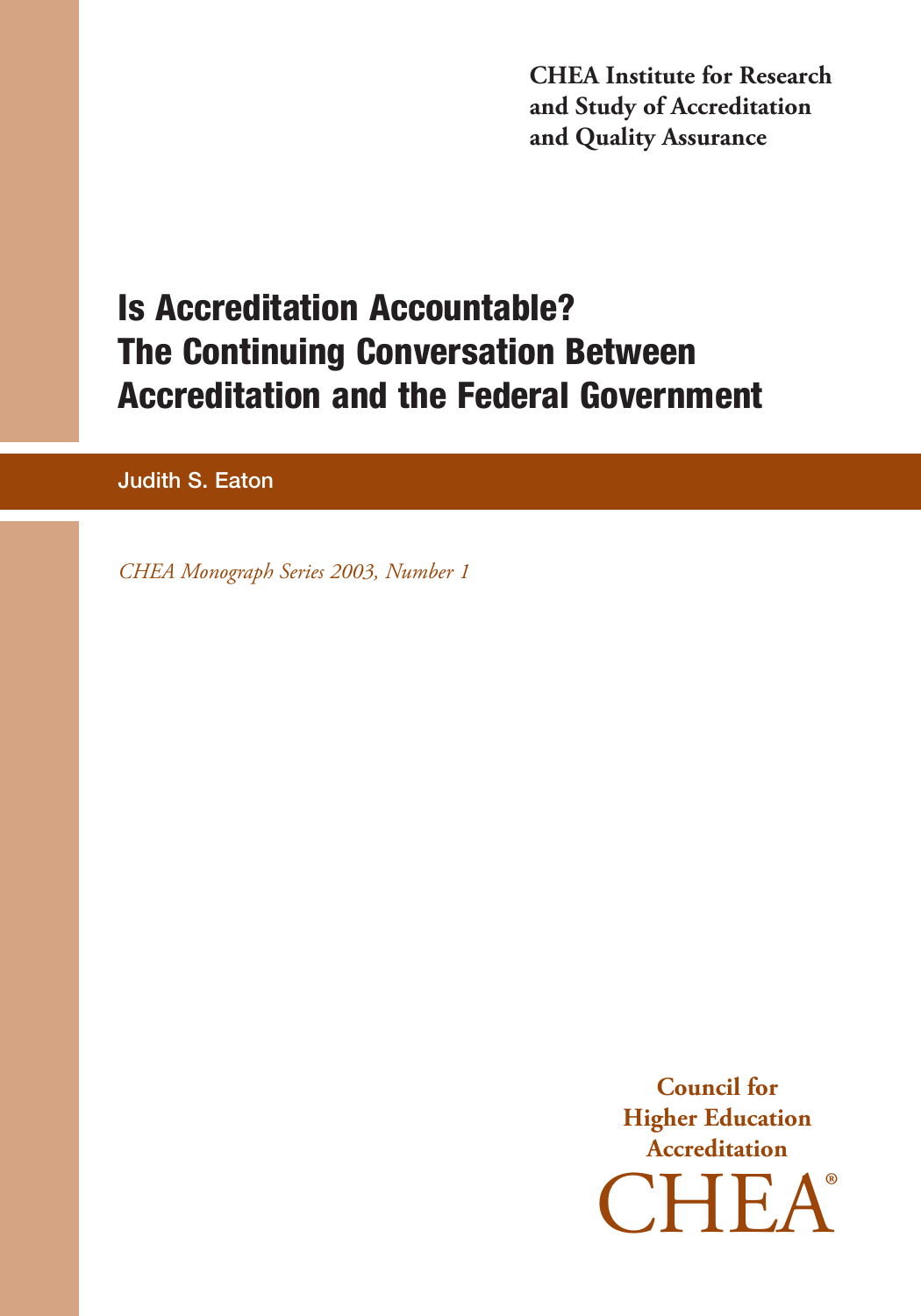**CHEA Institute for Research and Study of Accreditation and Quality Assurance**

# Is Accreditation Accountable? The Continuing Conversation Between Accreditation and the Federal Government

Judith S. Eaton

*CHEA Monograph Series 2003, Number 1*

**Council for Higher Education Accreditation**

CHEA®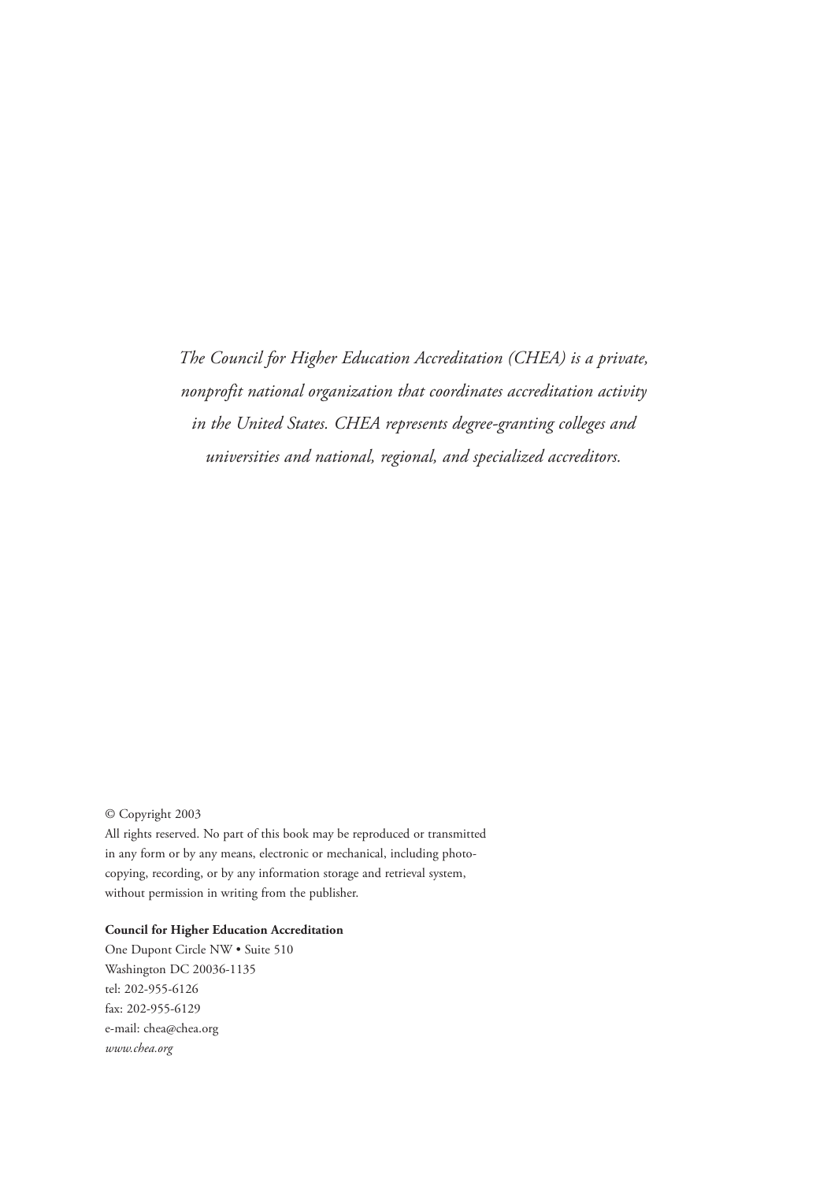*The Council for Higher Education Accreditation (CHEA) is a private, nonprofit national organization that coordinates accreditation activity in the United States. CHEA represents degree-granting colleges and universities and national, regional, and specialized accreditors.*

© Copyright 2003

All rights reserved. No part of this book may be reproduced or transmitted in any form or by any means, electronic or mechanical, including photocopying, recording, or by any information storage and retrieval system, without permission in writing from the publisher.

**Council for Higher Education Accreditation**

One Dupont Circle NW • Suite 510

Washington DC 20036-1135

tel: 202-955-6126

fax: 202-955-6129

e-mail: chea@chea.org

*www.chea.org*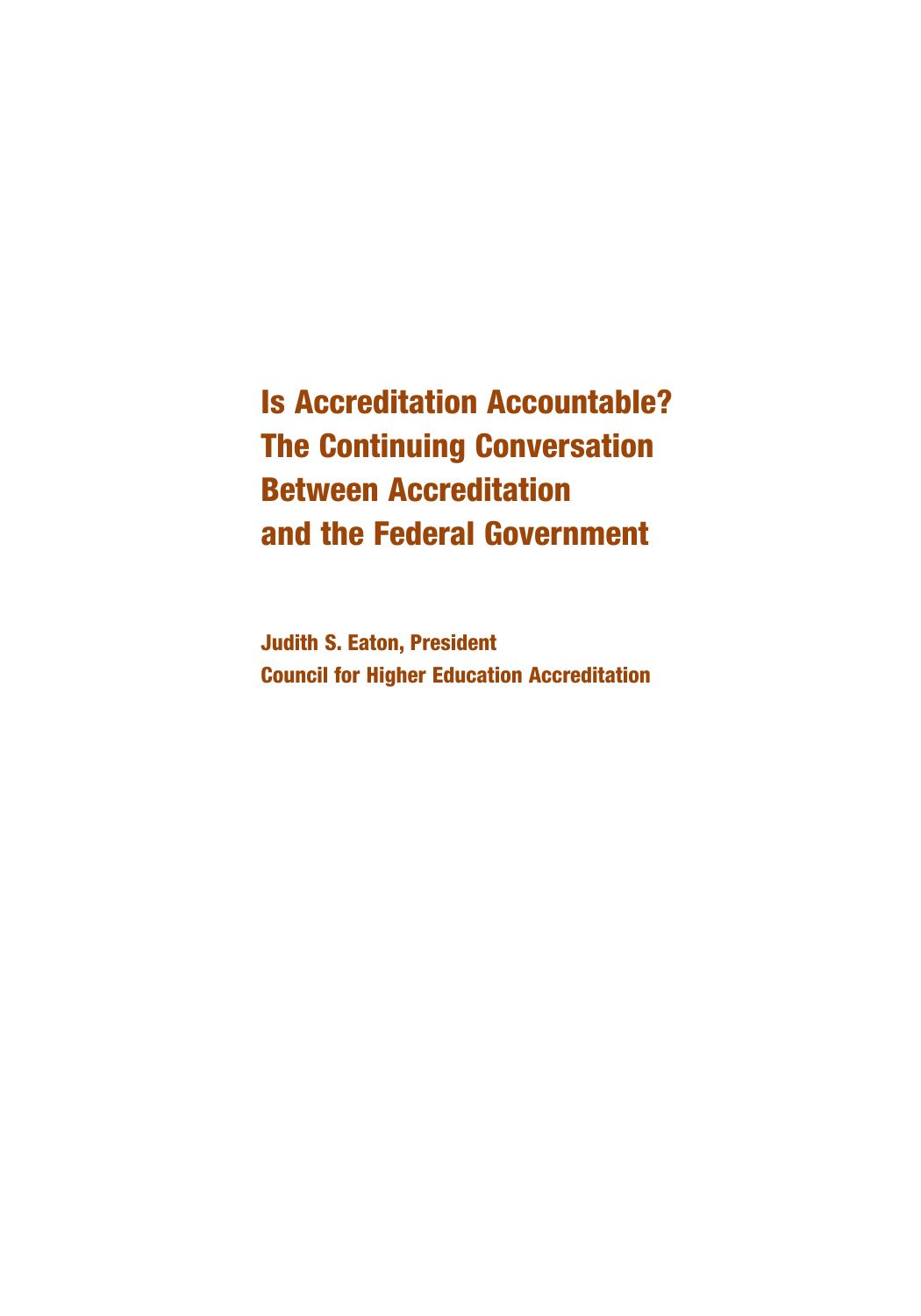# Is Accreditation Accountable? The Continuing Conversation Between Accreditation and the Federal Government

**Judith S. Eaton, President**
**Council for Higher Education Accreditation**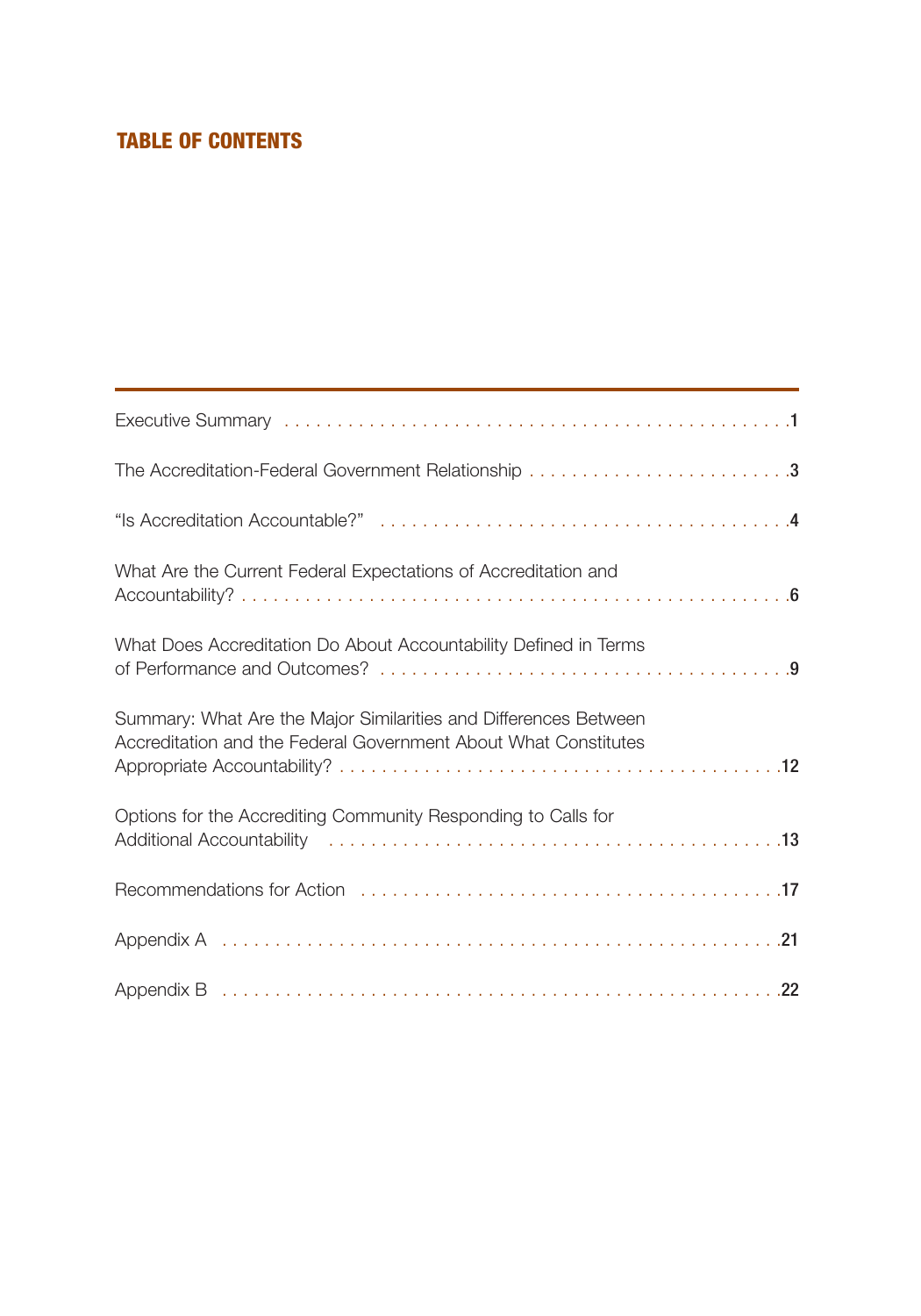## TABLE OF CONTENTS

Executive Summary . . . . . . . . . . . . . . . . . . . . . . . . . . . . . . . . . . . . . . . . . . . . . . .1

The Accreditation-Federal Government Relationship . . . . . . . . . . . . . . . . . . . . . . . . . .3

"Is Accreditation Accountable?" . . . . . . . . . . . . . . . . . . . . . . . . . . . . . . . . . . . . . . .4

What Are the Current Federal Expectations of Accreditation and Accountability? . . . . . . . . . . . . . . . . . . . . . . . . . . . . . . . . . . . . . . . . . . . . . . . .6

What Does Accreditation Do About Accountability Defined in Terms of Performance and Outcomes? . . . . . . . . . . . . . . . . . . . . . . . . . . . . . . . . . . . . . . .9

Summary: What Are the Major Similarities and Differences Between Accreditation and the Federal Government About What Constitutes Appropriate Accountability? . . . . . . . . . . . . . . . . . . . . . . . . . . . . . . . . . . . . . . . . . .12

Options for the Accrediting Community Responding to Calls for Additional Accountability . . . . . . . . . . . . . . . . . . . . . . . . . . . . . . . . . . . . . . . . . .13

Recommendations for Action . . . . . . . . . . . . . . . . . . . . . . . . . . . . . . . . . . . . . . . .17

Appendix A . . . . . . . . . . . . . . . . . . . . . . . . . . . . . . . . . . . . . . . . . . . . . . . . . . .21

Appendix B . . . . . . . . . . . . . . . . . . . . . . . . . . . . . . . . . . . . . . . . . . . . . . . . . . .22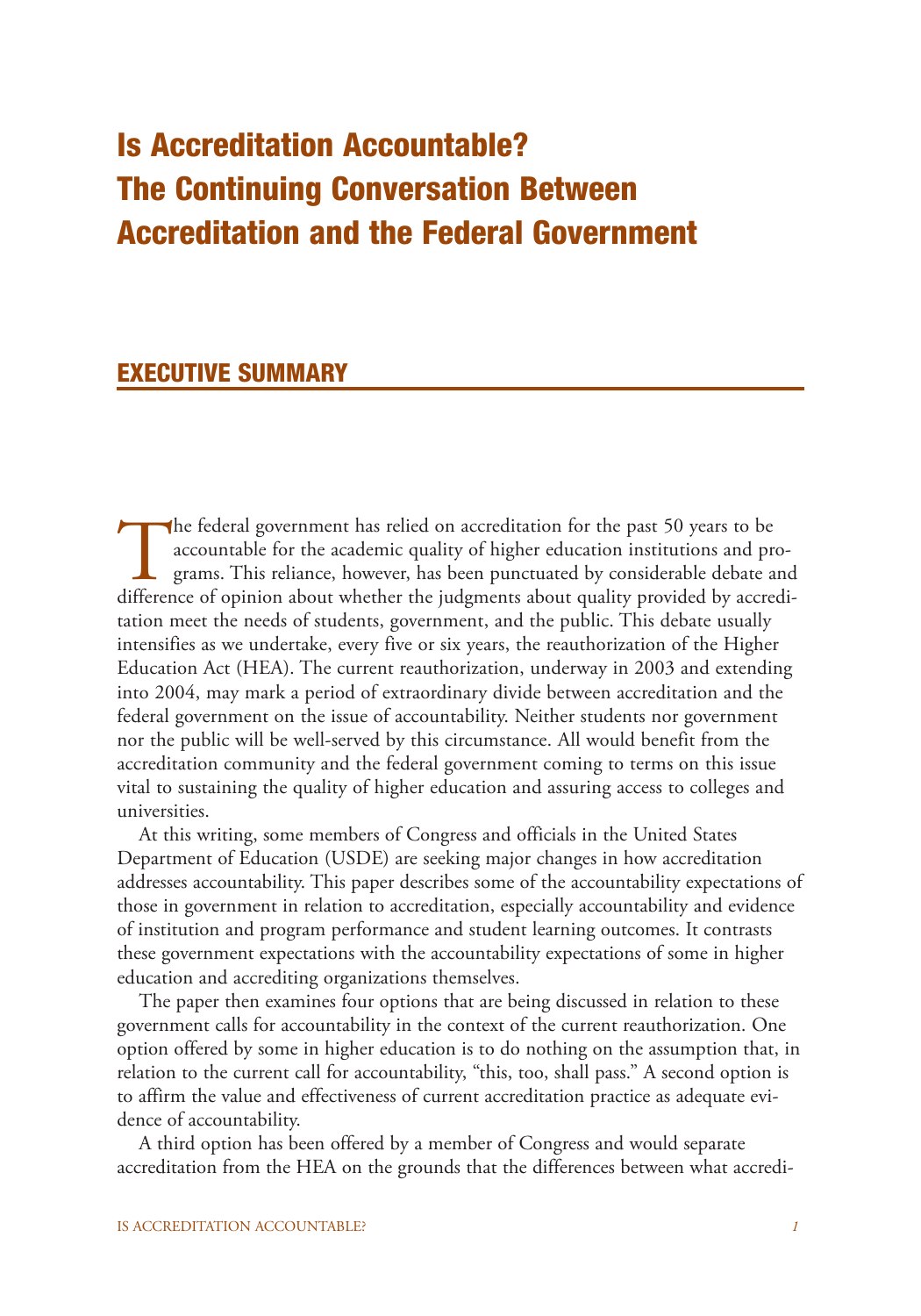# Is Accreditation Accountable? The Continuing Conversation Between Accreditation and the Federal Government

## EXECUTIVE SUMMARY

The federal government has relied on accreditation for the past 50 years to be accountable for the academic quality of higher education institutions and programs. This reliance, however, has been punctuated by considerable debate and difference of opinion about whether the judgments about quality provided by accreditation meet the needs of students, government, and the public. This debate usually intensifies as we undertake, every five or six years, the reauthorization of the Higher Education Act (HEA). The current reauthorization, underway in 2003 and extending into 2004, may mark a period of extraordinary divide between accreditation and the federal government on the issue of accountability. Neither students nor government nor the public will be well-served by this circumstance. All would benefit from the accreditation community and the federal government coming to terms on this issue vital to sustaining the quality of higher education and assuring access to colleges and universities.

At this writing, some members of Congress and officials in the United States Department of Education (USDE) are seeking major changes in how accreditation addresses accountability. This paper describes some of the accountability expectations of those in government in relation to accreditation, especially accountability and evidence of institution and program performance and student learning outcomes. It contrasts these government expectations with the accountability expectations of some in higher education and accrediting organizations themselves.

The paper then examines four options that are being discussed in relation to these government calls for accountability in the context of the current reauthorization. One option offered by some in higher education is to do nothing on the assumption that, in relation to the current call for accountability, "this, too, shall pass." A second option is to affirm the value and effectiveness of current accreditation practice as adequate evidence of accountability.

A third option has been offered by a member of Congress and would separate accreditation from the HEA on the grounds that the differences between what accredi-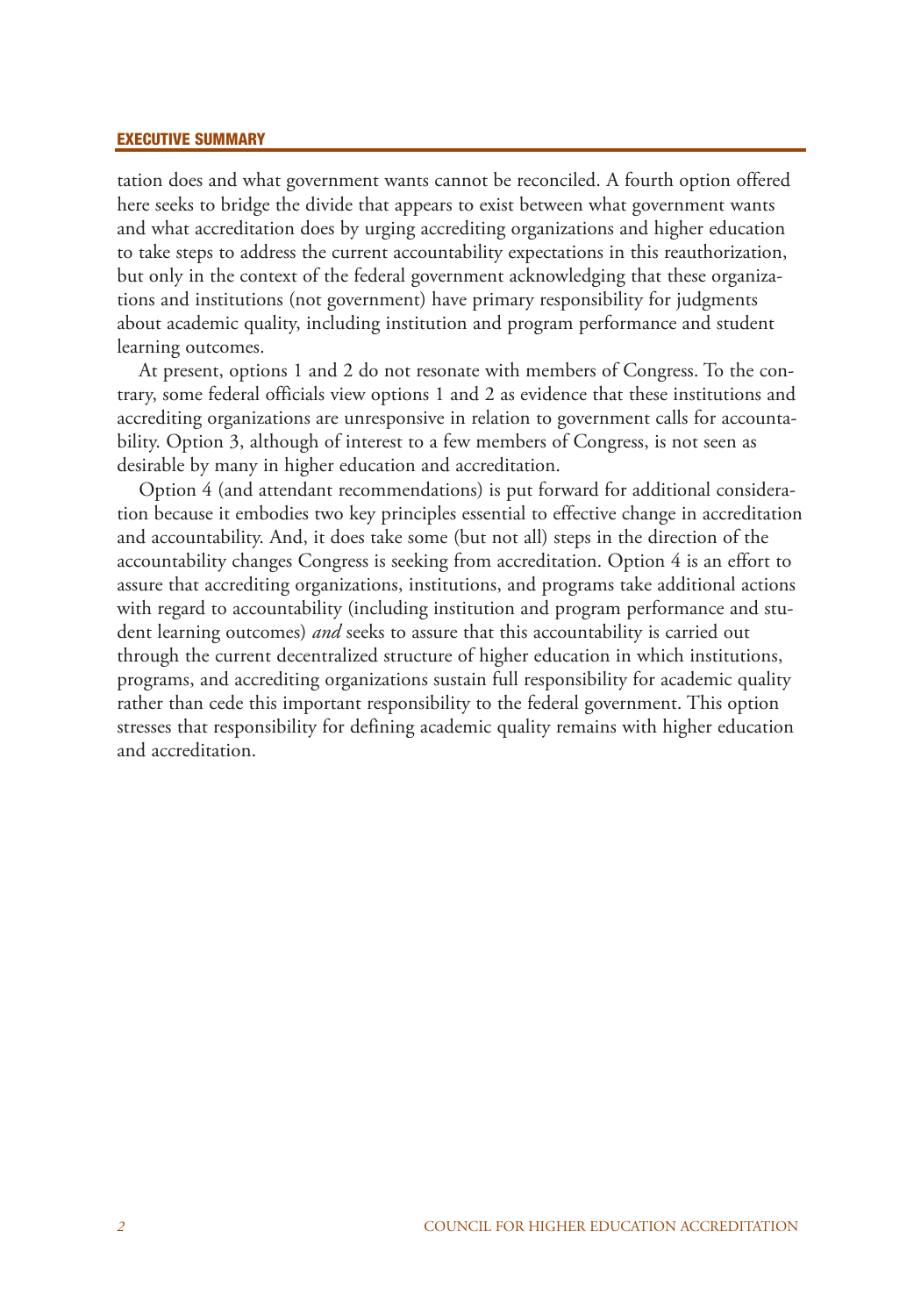tation does and what government wants cannot be reconciled. A fourth option offered here seeks to bridge the divide that appears to exist between what government wants and what accreditation does by urging accrediting organizations and higher education to take steps to address the current accountability expectations in this reauthorization, but only in the context of the federal government acknowledging that these organizations and institutions (not government) have primary responsibility for judgments about academic quality, including institution and program performance and student learning outcomes.

At present, options 1 and 2 do not resonate with members of Congress. To the contrary, some federal officials view options 1 and 2 as evidence that these institutions and accrediting organizations are unresponsive in relation to government calls for accountability. Option 3, although of interest to a few members of Congress, is not seen as desirable by many in higher education and accreditation.

Option 4 (and attendant recommendations) is put forward for additional consideration because it embodies two key principles essential to effective change in accreditation and accountability. And, it does take some (but not all) steps in the direction of the accountability changes Congress is seeking from accreditation. Option 4 is an effort to assure that accrediting organizations, institutions, and programs take additional actions with regard to accountability (including institution and program performance and student learning outcomes) *and* seeks to assure that this accountability is carried out through the current decentralized structure of higher education in which institutions, programs, and accrediting organizations sustain full responsibility for academic quality rather than cede this important responsibility to the federal government. This option stresses that responsibility for defining academic quality remains with higher education and accreditation.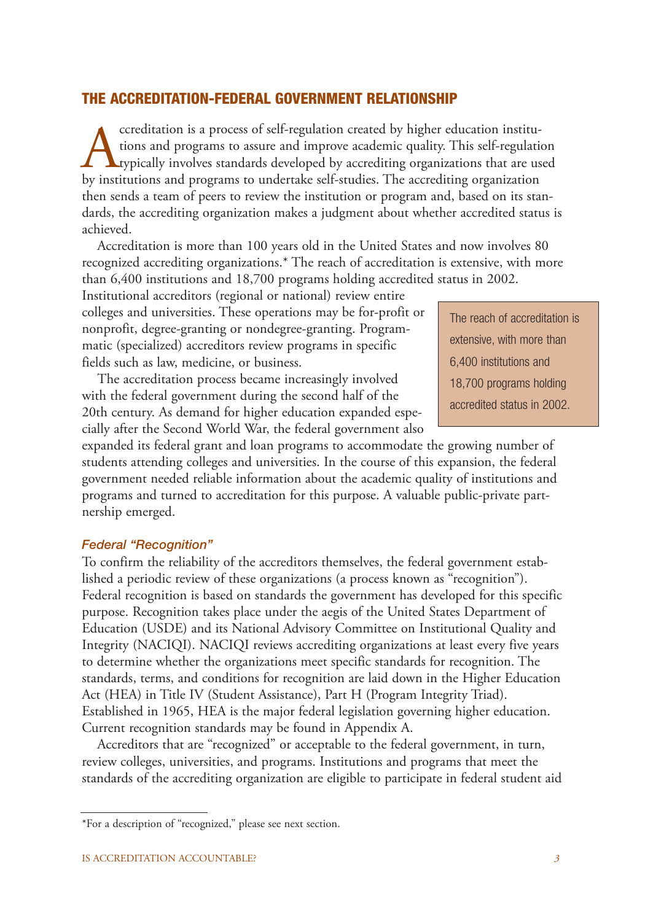## THE ACCREDITATION-FEDERAL GOVERNMENT RELATIONSHIP

Accreditation is a process of self-regulation created by higher education institutions and programs to assure and improve academic quality. This self-regulation typically involves standards developed by accrediting organizations that are used by institutions and programs to undertake self-studies. The accrediting organization then sends a team of peers to review the institution or program and, based on its standards, the accrediting organization makes a judgment about whether accredited status is achieved.

Accreditation is more than 100 years old in the United States and now involves 80 recognized accrediting organizations.* The reach of accreditation is extensive, with more than 6,400 institutions and 18,700 programs holding accredited status in 2002. Institutional accreditors (regional or national) review entire colleges and universities. These operations may be for-profit or nonprofit, degree-granting or nondegree-granting. Programmatic (specialized) accreditors review programs in specific fields such as law, medicine, or business.

> The reach of accreditation is extensive, with more than 6,400 institutions and 18,700 programs holding accredited status in 2002.

The accreditation process became increasingly involved with the federal government during the second half of the 20th century. As demand for higher education expanded especially after the Second World War, the federal government also expanded its federal grant and loan programs to accommodate the growing number of students attending colleges and universities. In the course of this expansion, the federal government needed reliable information about the academic quality of institutions and programs and turned to accreditation for this purpose. A valuable public-private partnership emerged.

### *Federal "Recognition"*

To confirm the reliability of the accreditors themselves, the federal government established a periodic review of these organizations (a process known as "recognition"). Federal recognition is based on standards the government has developed for this specific purpose. Recognition takes place under the aegis of the United States Department of Education (USDE) and its National Advisory Committee on Institutional Quality and Integrity (NACIQI). NACIQI reviews accrediting organizations at least every five years to determine whether the organizations meet specific standards for recognition. The standards, terms, and conditions for recognition are laid down in the Higher Education Act (HEA) in Title IV (Student Assistance), Part H (Program Integrity Triad). Established in 1965, HEA is the major federal legislation governing higher education. Current recognition standards may be found in Appendix A.

Accreditors that are "recognized" or acceptable to the federal government, in turn, review colleges, universities, and programs. Institutions and programs that meet the standards of the accrediting organization are eligible to participate in federal student aid

---

*For a description of "recognized," please see next section.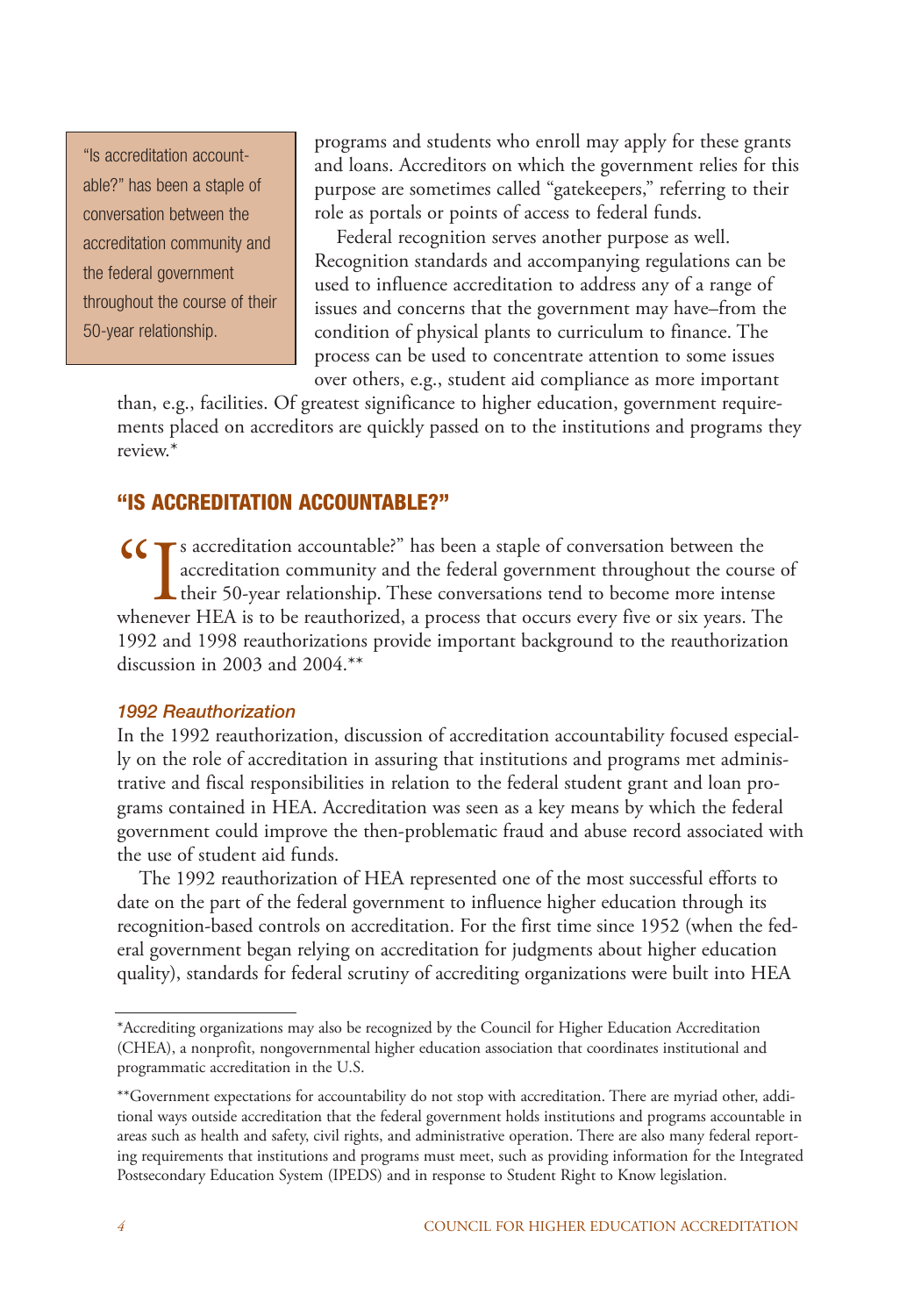> "Is accreditation accountable?" has been a staple of conversation between the accreditation community and the federal government throughout the course of their 50-year relationship.

programs and students who enroll may apply for these grants and loans. Accreditors on which the government relies for this purpose are sometimes called "gatekeepers," referring to their role as portals or points of access to federal funds.

Federal recognition serves another purpose as well. Recognition standards and accompanying regulations can be used to influence accreditation to address any of a range of issues and concerns that the government may have–from the condition of physical plants to curriculum to finance. The process can be used to concentrate attention to some issues over others, e.g., student aid compliance as more important than, e.g., facilities. Of greatest significance to higher education, government requirements placed on accreditors are quickly passed on to the institutions and programs they review.*

## "IS ACCREDITATION ACCOUNTABLE?"

"Is accreditation accountable?" has been a staple of conversation between the accreditation community and the federal government throughout the course of their 50-year relationship. These conversations tend to become more intense whenever HEA is to be reauthorized, a process that occurs every five or six years. The 1992 and 1998 reauthorizations provide important background to the reauthorization discussion in 2003 and 2004.**

### *1992 Reauthorization*

In the 1992 reauthorization, discussion of accreditation accountability focused especially on the role of accreditation in assuring that institutions and programs met administrative and fiscal responsibilities in relation to the federal student grant and loan programs contained in HEA. Accreditation was seen as a key means by which the federal government could improve the then-problematic fraud and abuse record associated with the use of student aid funds.

The 1992 reauthorization of HEA represented one of the most successful efforts to date on the part of the federal government to influence higher education through its recognition-based controls on accreditation. For the first time since 1952 (when the federal government began relying on accreditation for judgments about higher education quality), standards for federal scrutiny of accrediting organizations were built into HEA

---

*Accrediting organizations may also be recognized by the Council for Higher Education Accreditation (CHEA), a nonprofit, nongovernmental higher education association that coordinates institutional and programmatic accreditation in the U.S.

**Government expectations for accountability do not stop with accreditation. There are myriad other, additional ways outside accreditation that the federal government holds institutions and programs accountable in areas such as health and safety, civil rights, and administrative operation. There are also many federal reporting requirements that institutions and programs must meet, such as providing information for the Integrated Postsecondary Education System (IPEDS) and in response to Student Right to Know legislation.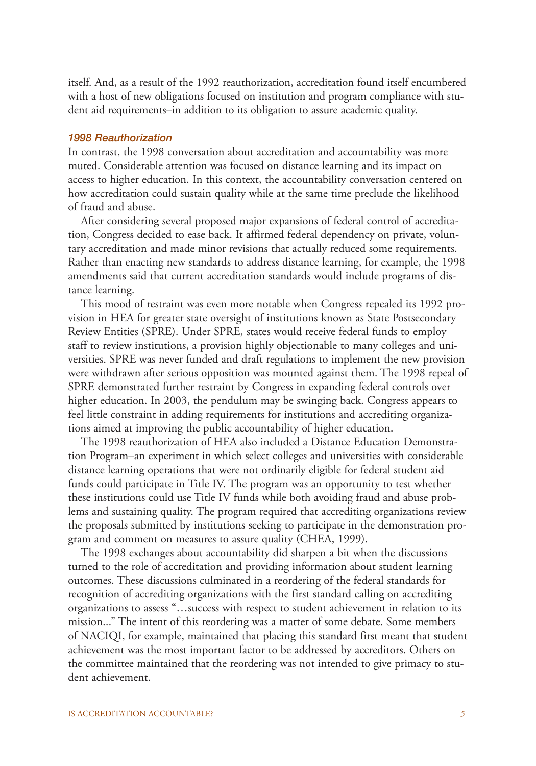itself. And, as a result of the 1992 reauthorization, accreditation found itself encumbered with a host of new obligations focused on institution and program compliance with student aid requirements–in addition to its obligation to assure academic quality.

### *1998 Reauthorization*

In contrast, the 1998 conversation about accreditation and accountability was more muted. Considerable attention was focused on distance learning and its impact on access to higher education. In this context, the accountability conversation centered on how accreditation could sustain quality while at the same time preclude the likelihood of fraud and abuse.

After considering several proposed major expansions of federal control of accreditation, Congress decided to ease back. It affirmed federal dependency on private, voluntary accreditation and made minor revisions that actually reduced some requirements. Rather than enacting new standards to address distance learning, for example, the 1998 amendments said that current accreditation standards would include programs of distance learning.

This mood of restraint was even more notable when Congress repealed its 1992 provision in HEA for greater state oversight of institutions known as State Postsecondary Review Entities (SPRE). Under SPRE, states would receive federal funds to employ staff to review institutions, a provision highly objectionable to many colleges and universities. SPRE was never funded and draft regulations to implement the new provision were withdrawn after serious opposition was mounted against them. The 1998 repeal of SPRE demonstrated further restraint by Congress in expanding federal controls over higher education. In 2003, the pendulum may be swinging back. Congress appears to feel little constraint in adding requirements for institutions and accrediting organizations aimed at improving the public accountability of higher education.

The 1998 reauthorization of HEA also included a Distance Education Demonstration Program–an experiment in which select colleges and universities with considerable distance learning operations that were not ordinarily eligible for federal student aid funds could participate in Title IV. The program was an opportunity to test whether these institutions could use Title IV funds while both avoiding fraud and abuse problems and sustaining quality. The program required that accrediting organizations review the proposals submitted by institutions seeking to participate in the demonstration program and comment on measures to assure quality (CHEA, 1999).

The 1998 exchanges about accountability did sharpen a bit when the discussions turned to the role of accreditation and providing information about student learning outcomes. These discussions culminated in a reordering of the federal standards for recognition of accrediting organizations with the first standard calling on accrediting organizations to assess "…success with respect to student achievement in relation to its mission..." The intent of this reordering was a matter of some debate. Some members of NACIQI, for example, maintained that placing this standard first meant that student achievement was the most important factor to be addressed by accreditors. Others on the committee maintained that the reordering was not intended to give primacy to student achievement.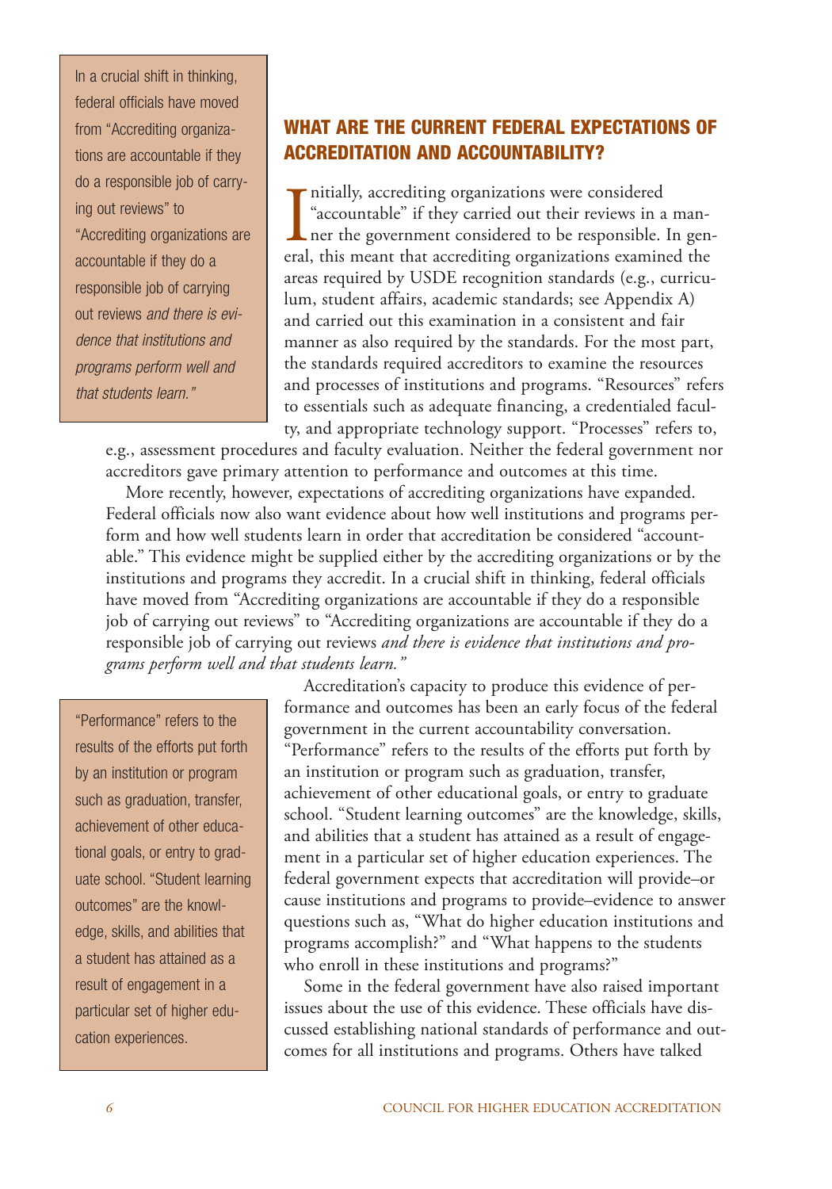> In a crucial shift in thinking, federal officials have moved from "Accrediting organizations are accountable if they do a responsible job of carrying out reviews" to "Accrediting organizations are accountable if they do a responsible job of carrying out reviews *and there is evidence that institutions and programs perform well and that students learn.*"

## WHAT ARE THE CURRENT FEDERAL EXPECTATIONS OF ACCREDITATION AND ACCOUNTABILITY?

Initially, accrediting organizations were considered "accountable" if they carried out their reviews in a manner the government considered to be responsible. In general, this meant that accrediting organizations examined the areas required by USDE recognition standards (e.g., curriculum, student affairs, academic standards; see Appendix A) and carried out this examination in a consistent and fair manner as also required by the standards. For the most part, the standards required accreditors to examine the resources and processes of institutions and programs. "Resources" refers to essentials such as adequate financing, a credentialed faculty, and appropriate technology support. "Processes" refers to, e.g., assessment procedures and faculty evaluation. Neither the federal government nor accreditors gave primary attention to performance and outcomes at this time.

More recently, however, expectations of accrediting organizations have expanded. Federal officials now also want evidence about how well institutions and programs perform and how well students learn in order that accreditation be considered "accountable." This evidence might be supplied either by the accrediting organizations or by the institutions and programs they accredit. In a crucial shift in thinking, federal officials have moved from "Accrediting organizations are accountable if they do a responsible job of carrying out reviews" to "Accrediting organizations are accountable if they do a responsible job of carrying out reviews *and there is evidence that institutions and programs perform well and that students learn."*

> "Performance" refers to the results of the efforts put forth by an institution or program such as graduation, transfer, achievement of other educational goals, or entry to graduate school. "Student learning outcomes" are the knowledge, skills, and abilities that a student has attained as a result of engagement in a particular set of higher education experiences.

Accreditation's capacity to produce this evidence of performance and outcomes has been an early focus of the federal government in the current accountability conversation. "Performance" refers to the results of the efforts put forth by an institution or program such as graduation, transfer, achievement of other educational goals, or entry to graduate school. "Student learning outcomes" are the knowledge, skills, and abilities that a student has attained as a result of engagement in a particular set of higher education experiences. The federal government expects that accreditation will provide–or cause institutions and programs to provide–evidence to answer questions such as, "What do higher education institutions and programs accomplish?" and "What happens to the students who enroll in these institutions and programs?"

Some in the federal government have also raised important issues about the use of this evidence. These officials have discussed establishing national standards of performance and outcomes for all institutions and programs. Others have talked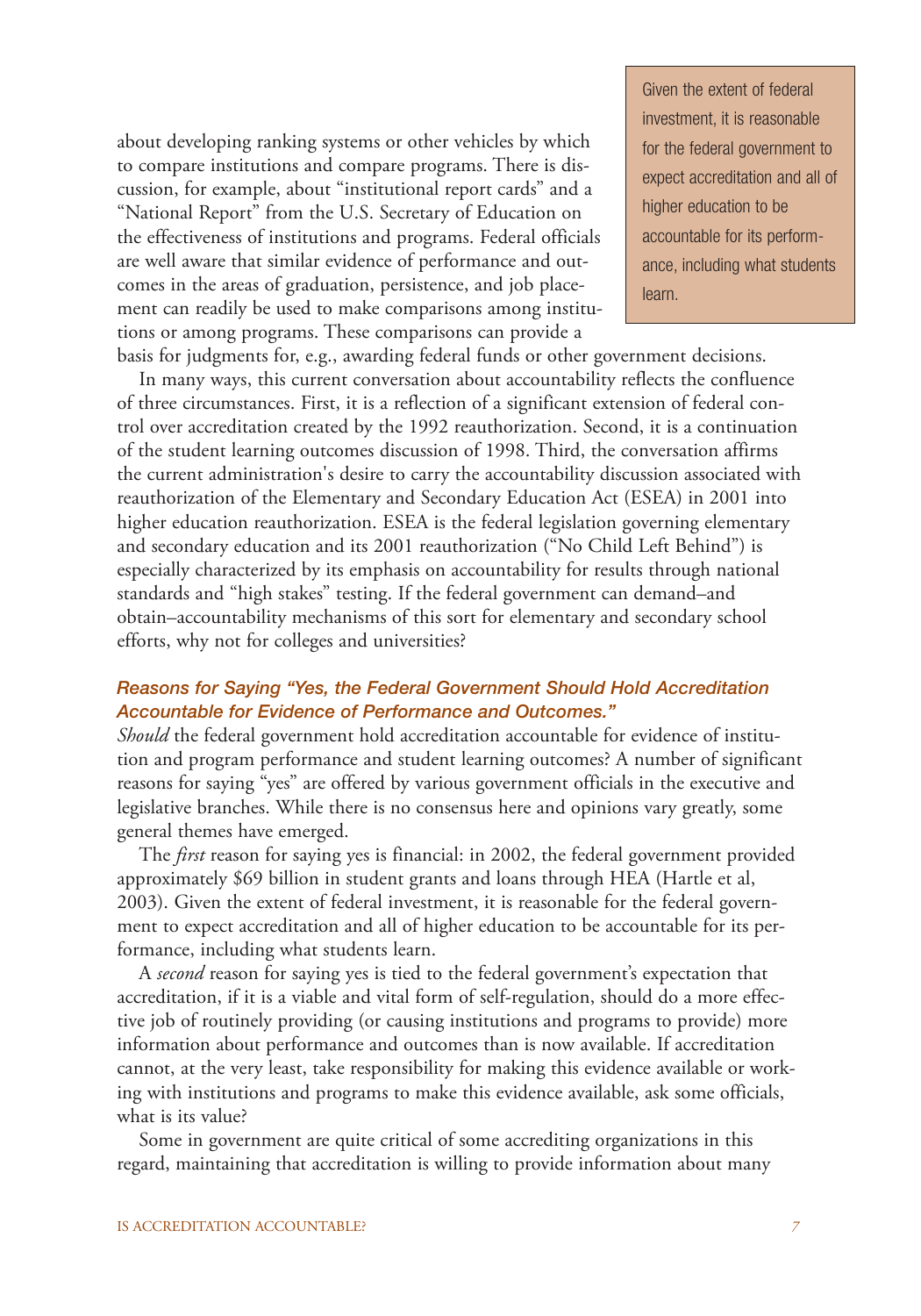about developing ranking systems or other vehicles by which to compare institutions and compare programs. There is discussion, for example, about "institutional report cards" and a "National Report" from the U.S. Secretary of Education on the effectiveness of institutions and programs. Federal officials are well aware that similar evidence of performance and outcomes in the areas of graduation, persistence, and job placement can readily be used to make comparisons among institutions or among programs. These comparisons can provide a basis for judgments for, e.g., awarding federal funds or other government decisions.

> Given the extent of federal investment, it is reasonable for the federal government to expect accreditation and all of higher education to be accountable for its performance, including what students learn.

In many ways, this current conversation about accountability reflects the confluence of three circumstances. First, it is a reflection of a significant extension of federal control over accreditation created by the 1992 reauthorization. Second, it is a continuation of the student learning outcomes discussion of 1998. Third, the conversation affirms the current administration's desire to carry the accountability discussion associated with reauthorization of the Elementary and Secondary Education Act (ESEA) in 2001 into higher education reauthorization. ESEA is the federal legislation governing elementary and secondary education and its 2001 reauthorization ("No Child Left Behind") is especially characterized by its emphasis on accountability for results through national standards and "high stakes" testing. If the federal government can demand–and obtain–accountability mechanisms of this sort for elementary and secondary school efforts, why not for colleges and universities?

### *Reasons for Saying "Yes, the Federal Government Should Hold Accreditation Accountable for Evidence of Performance and Outcomes."*

*Should* the federal government hold accreditation accountable for evidence of institution and program performance and student learning outcomes? A number of significant reasons for saying "yes" are offered by various government officials in the executive and legislative branches. While there is no consensus here and opinions vary greatly, some general themes have emerged.

The *first* reason for saying yes is financial: in 2002, the federal government provided approximately $69 billion in student grants and loans through HEA (Hartle et al, 2003). Given the extent of federal investment, it is reasonable for the federal government to expect accreditation and all of higher education to be accountable for its performance, including what students learn.

A *second* reason for saying yes is tied to the federal government's expectation that accreditation, if it is a viable and vital form of self-regulation, should do a more effective job of routinely providing (or causing institutions and programs to provide) more information about performance and outcomes than is now available. If accreditation cannot, at the very least, take responsibility for making this evidence available or working with institutions and programs to make this evidence available, ask some officials, what is its value?

Some in government are quite critical of some accrediting organizations in this regard, maintaining that accreditation is willing to provide information about many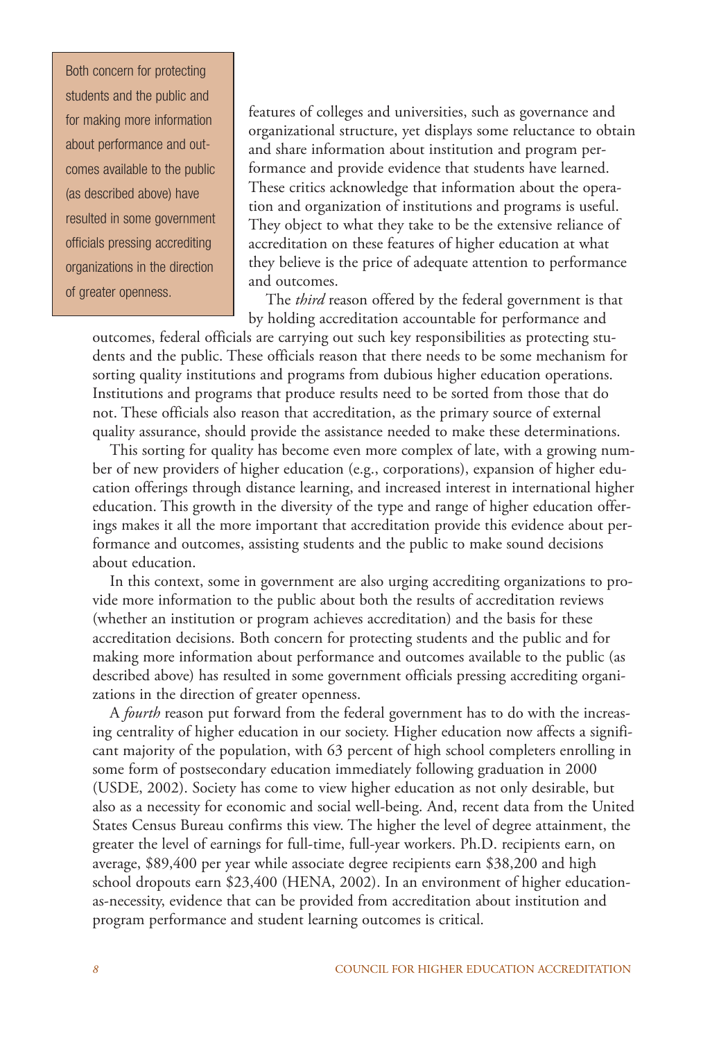> Both concern for protecting students and the public and for making more information about performance and outcomes available to the public (as described above) have resulted in some government officials pressing accrediting organizations in the direction of greater openness.

features of colleges and universities, such as governance and organizational structure, yet displays some reluctance to obtain and share information about institution and program performance and provide evidence that students have learned. These critics acknowledge that information about the operation and organization of institutions and programs is useful. They object to what they take to be the extensive reliance of accreditation on these features of higher education at what they believe is the price of adequate attention to performance and outcomes.

The *third* reason offered by the federal government is that by holding accreditation accountable for performance and outcomes, federal officials are carrying out such key responsibilities as protecting students and the public. These officials reason that there needs to be some mechanism for sorting quality institutions and programs from dubious higher education operations. Institutions and programs that produce results need to be sorted from those that do not. These officials also reason that accreditation, as the primary source of external quality assurance, should provide the assistance needed to make these determinations.

This sorting for quality has become even more complex of late, with a growing number of new providers of higher education (e.g., corporations), expansion of higher education offerings through distance learning, and increased interest in international higher education. This growth in the diversity of the type and range of higher education offerings makes it all the more important that accreditation provide this evidence about performance and outcomes, assisting students and the public to make sound decisions about education.

In this context, some in government are also urging accrediting organizations to provide more information to the public about both the results of accreditation reviews (whether an institution or program achieves accreditation) and the basis for these accreditation decisions. Both concern for protecting students and the public and for making more information about performance and outcomes available to the public (as described above) has resulted in some government officials pressing accrediting organizations in the direction of greater openness.

A *fourth* reason put forward from the federal government has to do with the increasing centrality of higher education in our society. Higher education now affects a significant majority of the population, with 63 percent of high school completers enrolling in some form of postsecondary education immediately following graduation in 2000 (USDE, 2002). Society has come to view higher education as not only desirable, but also as a necessity for economic and social well-being. And, recent data from the United States Census Bureau confirms this view. The higher the level of degree attainment, the greater the level of earnings for full-time, full-year workers. Ph.D. recipients earn, on average, $89,400 per year while associate degree recipients earn $38,200 and high school dropouts earn $23,400 (HENA, 2002). In an environment of higher education-as-necessity, evidence that can be provided from accreditation about institution and program performance and student learning outcomes is critical.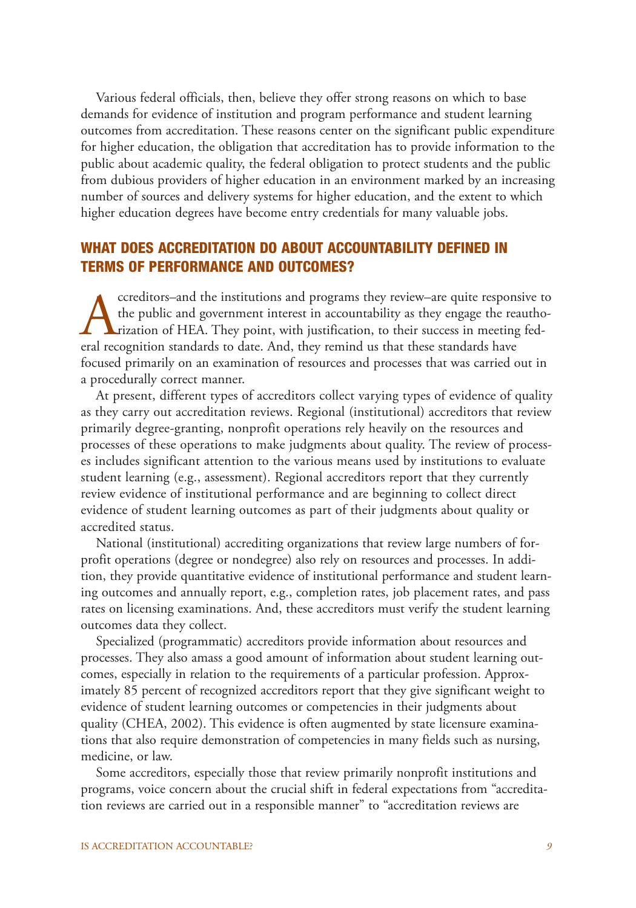Various federal officials, then, believe they offer strong reasons on which to base demands for evidence of institution and program performance and student learning outcomes from accreditation. These reasons center on the significant public expenditure for higher education, the obligation that accreditation has to provide information to the public about academic quality, the federal obligation to protect students and the public from dubious providers of higher education in an environment marked by an increasing number of sources and delivery systems for higher education, and the extent to which higher education degrees have become entry credentials for many valuable jobs.

## WHAT DOES ACCREDITATION DO ABOUT ACCOUNTABILITY DEFINED IN TERMS OF PERFORMANCE AND OUTCOMES?

Accreditors–and the institutions and programs they review–are quite responsive to the public and government interest in accountability as they engage the reauthorization of HEA. They point, with justification, to their success in meeting federal recognition standards to date. And, they remind us that these standards have focused primarily on an examination of resources and processes that was carried out in a procedurally correct manner.

At present, different types of accreditors collect varying types of evidence of quality as they carry out accreditation reviews. Regional (institutional) accreditors that review primarily degree-granting, nonprofit operations rely heavily on the resources and processes of these operations to make judgments about quality. The review of processes includes significant attention to the various means used by institutions to evaluate student learning (e.g., assessment). Regional accreditors report that they currently review evidence of institutional performance and are beginning to collect direct evidence of student learning outcomes as part of their judgments about quality or accredited status.

National (institutional) accrediting organizations that review large numbers of for-profit operations (degree or nondegree) also rely on resources and processes. In addition, they provide quantitative evidence of institutional performance and student learning outcomes and annually report, e.g., completion rates, job placement rates, and pass rates on licensing examinations. And, these accreditors must verify the student learning outcomes data they collect.

Specialized (programmatic) accreditors provide information about resources and processes. They also amass a good amount of information about student learning outcomes, especially in relation to the requirements of a particular profession. Approximately 85 percent of recognized accreditors report that they give significant weight to evidence of student learning outcomes or competencies in their judgments about quality (CHEA, 2002). This evidence is often augmented by state licensure examinations that also require demonstration of competencies in many fields such as nursing, medicine, or law.

Some accreditors, especially those that review primarily nonprofit institutions and programs, voice concern about the crucial shift in federal expectations from "accreditation reviews are carried out in a responsible manner" to "accreditation reviews are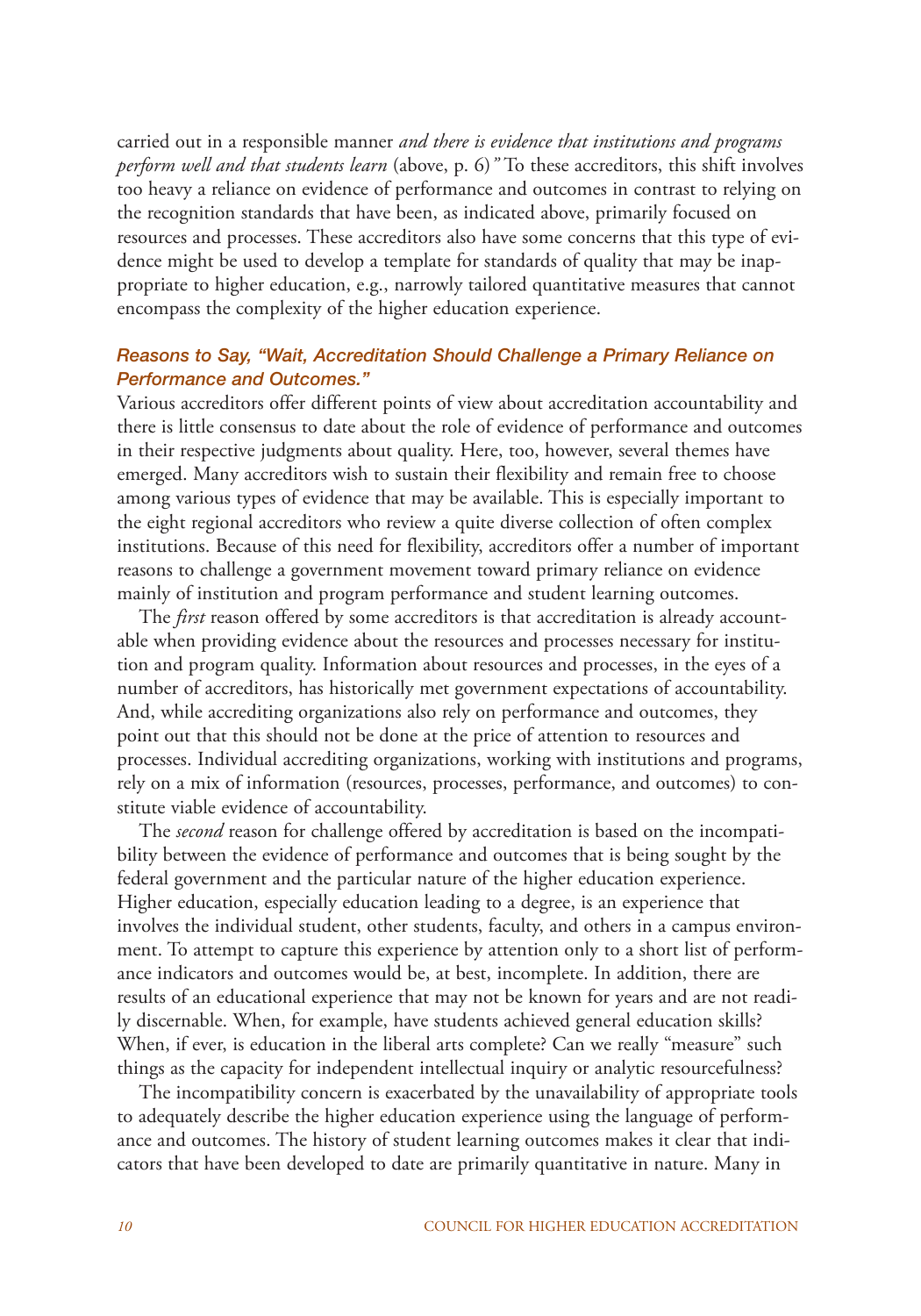carried out in a responsible manner *and there is evidence that institutions and programs perform well and that students learn* (above, p. 6)*"* To these accreditors, this shift involves too heavy a reliance on evidence of performance and outcomes in contrast to relying on the recognition standards that have been, as indicated above, primarily focused on resources and processes. These accreditors also have some concerns that this type of evidence might be used to develop a template for standards of quality that may be inappropriate to higher education, e.g., narrowly tailored quantitative measures that cannot encompass the complexity of the higher education experience.

### *Reasons to Say, "Wait, Accreditation Should Challenge a Primary Reliance on Performance and Outcomes."*

Various accreditors offer different points of view about accreditation accountability and there is little consensus to date about the role of evidence of performance and outcomes in their respective judgments about quality. Here, too, however, several themes have emerged. Many accreditors wish to sustain their flexibility and remain free to choose among various types of evidence that may be available. This is especially important to the eight regional accreditors who review a quite diverse collection of often complex institutions. Because of this need for flexibility, accreditors offer a number of important reasons to challenge a government movement toward primary reliance on evidence mainly of institution and program performance and student learning outcomes.

The *first* reason offered by some accreditors is that accreditation is already accountable when providing evidence about the resources and processes necessary for institution and program quality. Information about resources and processes, in the eyes of a number of accreditors, has historically met government expectations of accountability. And, while accrediting organizations also rely on performance and outcomes, they point out that this should not be done at the price of attention to resources and processes. Individual accrediting organizations, working with institutions and programs, rely on a mix of information (resources, processes, performance, and outcomes) to constitute viable evidence of accountability.

The *second* reason for challenge offered by accreditation is based on the incompatibility between the evidence of performance and outcomes that is being sought by the federal government and the particular nature of the higher education experience. Higher education, especially education leading to a degree, is an experience that involves the individual student, other students, faculty, and others in a campus environment. To attempt to capture this experience by attention only to a short list of performance indicators and outcomes would be, at best, incomplete. In addition, there are results of an educational experience that may not be known for years and are not readily discernable. When, for example, have students achieved general education skills? When, if ever, is education in the liberal arts complete? Can we really "measure" such things as the capacity for independent intellectual inquiry or analytic resourcefulness?

The incompatibility concern is exacerbated by the unavailability of appropriate tools to adequately describe the higher education experience using the language of performance and outcomes. The history of student learning outcomes makes it clear that indicators that have been developed to date are primarily quantitative in nature. Many in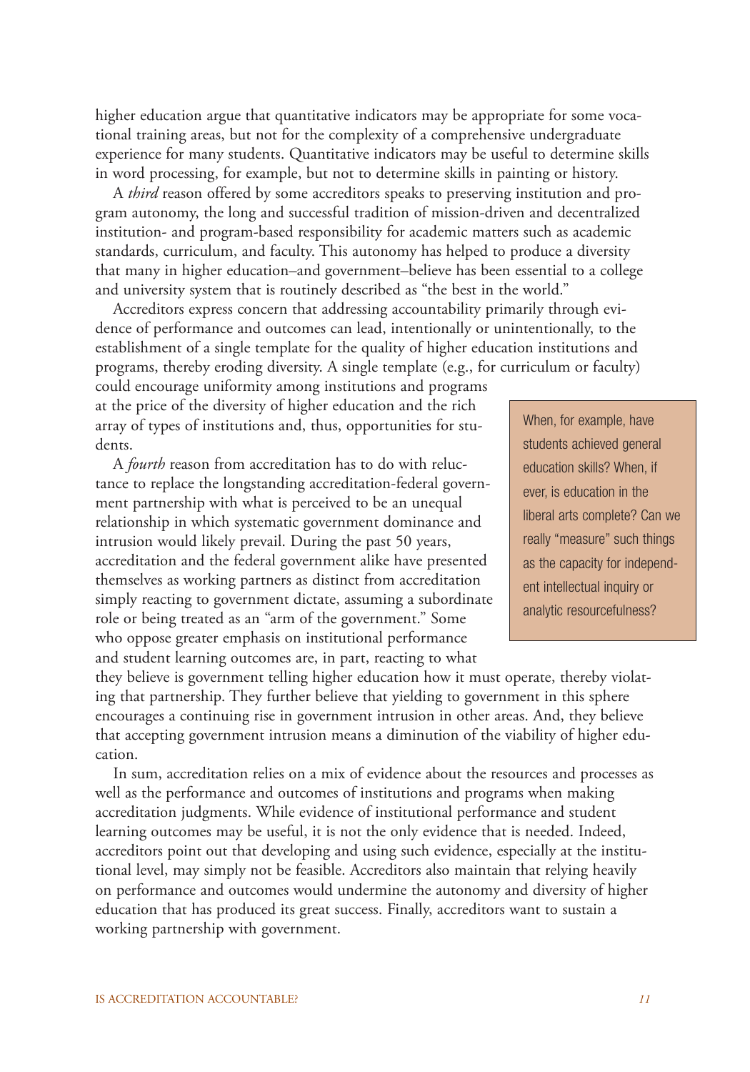higher education argue that quantitative indicators may be appropriate for some vocational training areas, but not for the complexity of a comprehensive undergraduate experience for many students. Quantitative indicators may be useful to determine skills in word processing, for example, but not to determine skills in painting or history.

A *third* reason offered by some accreditors speaks to preserving institution and program autonomy, the long and successful tradition of mission-driven and decentralized institution- and program-based responsibility for academic matters such as academic standards, curriculum, and faculty. This autonomy has helped to produce a diversity that many in higher education–and government–believe has been essential to a college and university system that is routinely described as "the best in the world."

Accreditors express concern that addressing accountability primarily through evidence of performance and outcomes can lead, intentionally or unintentionally, to the establishment of a single template for the quality of higher education institutions and programs, thereby eroding diversity. A single template (e.g., for curriculum or faculty) could encourage uniformity among institutions and programs at the price of the diversity of higher education and the rich array of types of institutions and, thus, opportunities for students.

A *fourth* reason from accreditation has to do with reluctance to replace the longstanding accreditation-federal government partnership with what is perceived to be an unequal relationship in which systematic government dominance and intrusion would likely prevail. During the past 50 years, accreditation and the federal government alike have presented themselves as working partners as distinct from accreditation simply reacting to government dictate, assuming a subordinate role or being treated as an "arm of the government." Some who oppose greater emphasis on institutional performance and student learning outcomes are, in part, reacting to what they believe is government telling higher education how it must operate, thereby violating that partnership. They further believe that yielding to government in this sphere encourages a continuing rise in government intrusion in other areas. And, they believe that accepting government intrusion means a diminution of the viability of higher education.

> When, for example, have students achieved general education skills? When, if ever, is education in the liberal arts complete? Can we really "measure" such things as the capacity for independent intellectual inquiry or analytic resourcefulness?

In sum, accreditation relies on a mix of evidence about the resources and processes as well as the performance and outcomes of institutions and programs when making accreditation judgments. While evidence of institutional performance and student learning outcomes may be useful, it is not the only evidence that is needed. Indeed, accreditors point out that developing and using such evidence, especially at the institutional level, may simply not be feasible. Accreditors also maintain that relying heavily on performance and outcomes would undermine the autonomy and diversity of higher education that has produced its great success. Finally, accreditors want to sustain a working partnership with government.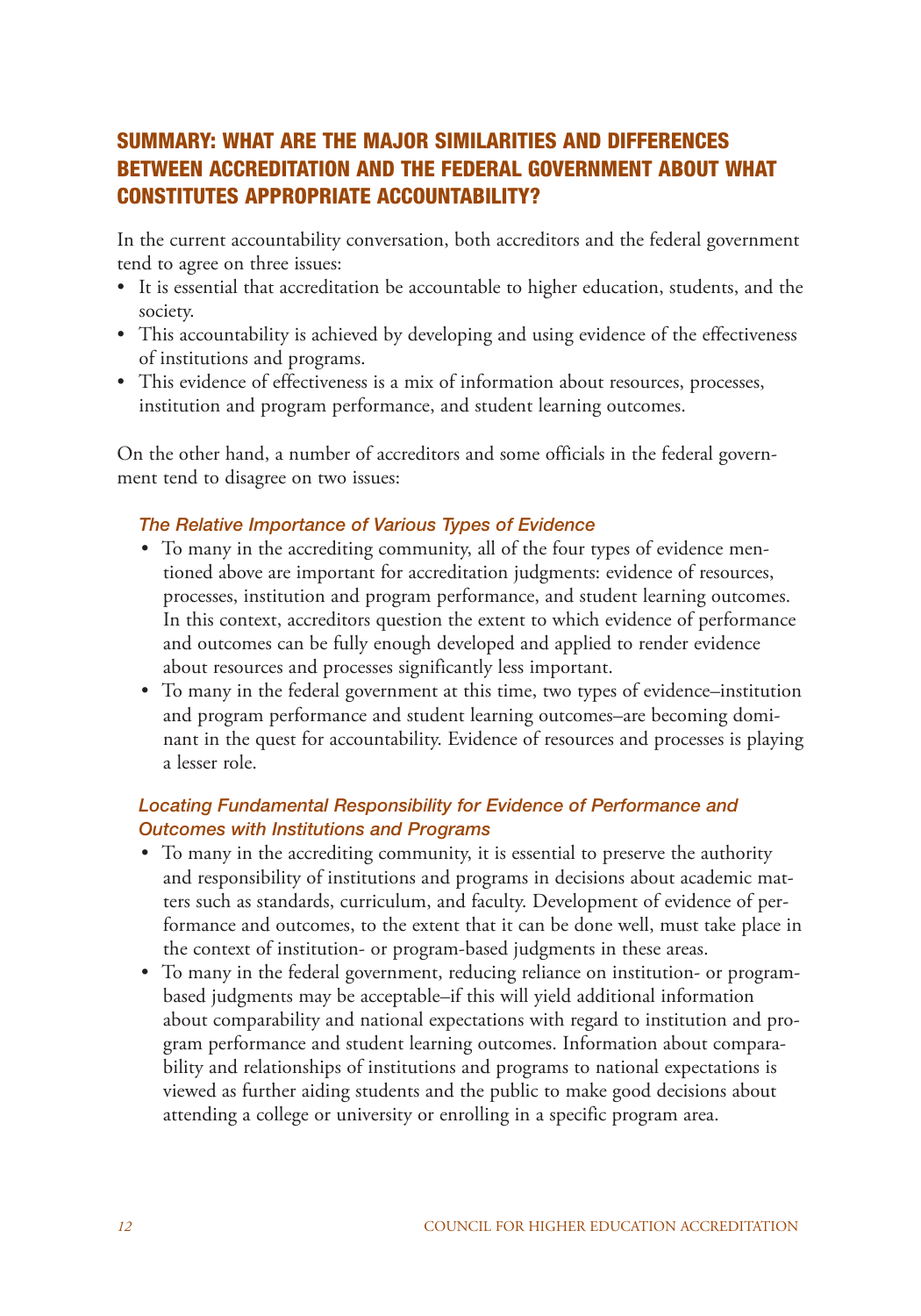## SUMMARY: WHAT ARE THE MAJOR SIMILARITIES AND DIFFERENCES BETWEEN ACCREDITATION AND THE FEDERAL GOVERNMENT ABOUT WHAT CONSTITUTES APPROPRIATE ACCOUNTABILITY?

In the current accountability conversation, both accreditors and the federal government tend to agree on three issues:

- It is essential that accreditation be accountable to higher education, students, and the society.
- This accountability is achieved by developing and using evidence of the effectiveness of institutions and programs.
- This evidence of effectiveness is a mix of information about resources, processes, institution and program performance, and student learning outcomes.

On the other hand, a number of accreditors and some officials in the federal government tend to disagree on two issues:

### *The Relative Importance of Various Types of Evidence*

- To many in the accrediting community, all of the four types of evidence mentioned above are important for accreditation judgments: evidence of resources, processes, institution and program performance, and student learning outcomes. In this context, accreditors question the extent to which evidence of performance and outcomes can be fully enough developed and applied to render evidence about resources and processes significantly less important.
- To many in the federal government at this time, two types of evidence–institution and program performance and student learning outcomes–are becoming dominant in the quest for accountability. Evidence of resources and processes is playing a lesser role.

### *Locating Fundamental Responsibility for Evidence of Performance and Outcomes with Institutions and Programs*

- To many in the accrediting community, it is essential to preserve the authority and responsibility of institutions and programs in decisions about academic matters such as standards, curriculum, and faculty. Development of evidence of performance and outcomes, to the extent that it can be done well, must take place in the context of institution- or program-based judgments in these areas.
- To many in the federal government, reducing reliance on institution- or program-based judgments may be acceptable–if this will yield additional information about comparability and national expectations with regard to institution and program performance and student learning outcomes. Information about comparability and relationships of institutions and programs to national expectations is viewed as further aiding students and the public to make good decisions about attending a college or university or enrolling in a specific program area.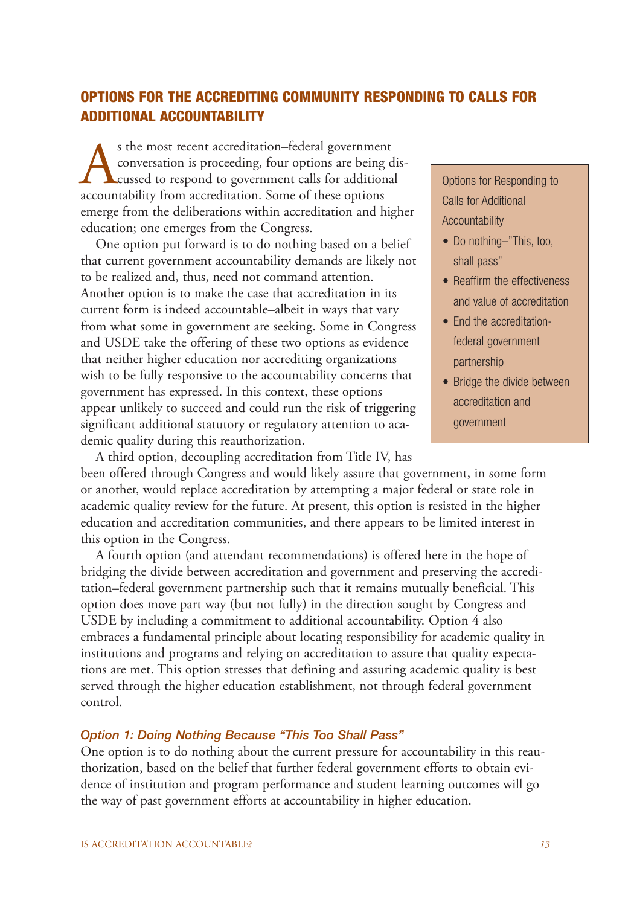## OPTIONS FOR THE ACCREDITING COMMUNITY RESPONDING TO CALLS FOR ADDITIONAL ACCOUNTABILITY

As the most recent accreditation–federal government conversation is proceeding, four options are being discussed to respond to government calls for additional accountability from accreditation. Some of these options emerge from the deliberations within accreditation and higher education; one emerges from the Congress.

One option put forward is to do nothing based on a belief that current government accountability demands are likely not to be realized and, thus, need not command attention. Another option is to make the case that accreditation in its current form is indeed accountable–albeit in ways that vary from what some in government are seeking. Some in Congress and USDE take the offering of these two options as evidence that neither higher education nor accrediting organizations wish to be fully responsive to the accountability concerns that government has expressed. In this context, these options appear unlikely to succeed and could run the risk of triggering significant additional statutory or regulatory attention to academic quality during this reauthorization.

> Options for Responding to Calls for Additional Accountability
>
> - Do nothing–"This, too, shall pass"
> - Reaffirm the effectiveness and value of accreditation
> - End the accreditation-federal government partnership
> - Bridge the divide between accreditation and government

A third option, decoupling accreditation from Title IV, has been offered through Congress and would likely assure that government, in some form or another, would replace accreditation by attempting a major federal or state role in academic quality review for the future. At present, this option is resisted in the higher education and accreditation communities, and there appears to be limited interest in this option in the Congress.

A fourth option (and attendant recommendations) is offered here in the hope of bridging the divide between accreditation and government and preserving the accreditation–federal government partnership such that it remains mutually beneficial. This option does move part way (but not fully) in the direction sought by Congress and USDE by including a commitment to additional accountability. Option 4 also embraces a fundamental principle about locating responsibility for academic quality in institutions and programs and relying on accreditation to assure that quality expectations are met. This option stresses that defining and assuring academic quality is best served through the higher education establishment, not through federal government control.

### *Option 1: Doing Nothing Because "This Too Shall Pass"*

One option is to do nothing about the current pressure for accountability in this reauthorization, based on the belief that further federal government efforts to obtain evidence of institution and program performance and student learning outcomes will go the way of past government efforts at accountability in higher education.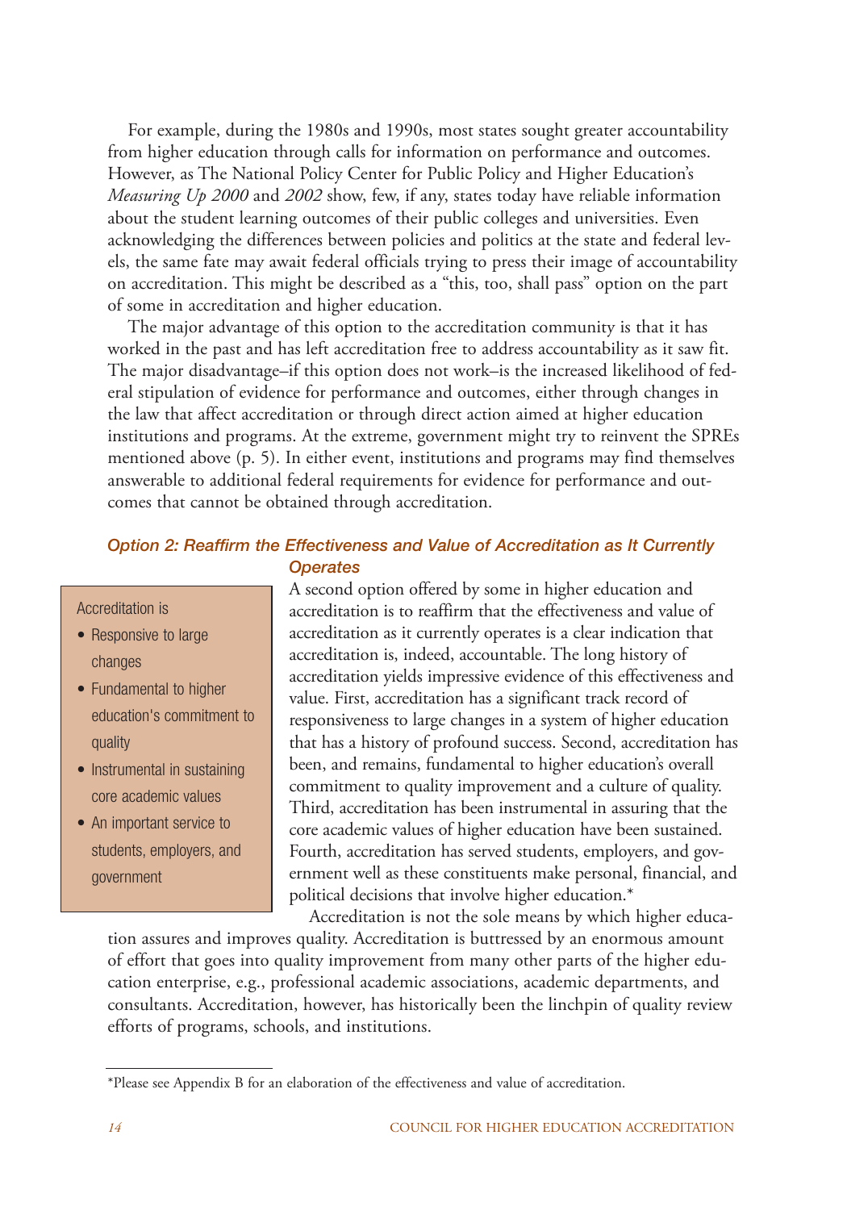For example, during the 1980s and 1990s, most states sought greater accountability from higher education through calls for information on performance and outcomes. However, as The National Policy Center for Public Policy and Higher Education's *Measuring Up 2000* and *2002* show, few, if any, states today have reliable information about the student learning outcomes of their public colleges and universities. Even acknowledging the differences between policies and politics at the state and federal levels, the same fate may await federal officials trying to press their image of accountability on accreditation. This might be described as a "this, too, shall pass" option on the part of some in accreditation and higher education.

The major advantage of this option to the accreditation community is that it has worked in the past and has left accreditation free to address accountability as it saw fit. The major disadvantage–if this option does not work–is the increased likelihood of federal stipulation of evidence for performance and outcomes, either through changes in the law that affect accreditation or through direct action aimed at higher education institutions and programs. At the extreme, government might try to reinvent the SPREs mentioned above (p. 5). In either event, institutions and programs may find themselves answerable to additional federal requirements for evidence for performance and outcomes that cannot be obtained through accreditation.

### *Option 2: Reaffirm the Effectiveness and Value of Accreditation as It Currently Operates*

> Accreditation is
> - Responsive to large changes
> - Fundamental to higher education's commitment to quality
> - Instrumental in sustaining core academic values
> - An important service to students, employers, and government

A second option offered by some in higher education and accreditation is to reaffirm that the effectiveness and value of accreditation as it currently operates is a clear indication that accreditation is, indeed, accountable. The long history of accreditation yields impressive evidence of this effectiveness and value. First, accreditation has a significant track record of responsiveness to large changes in a system of higher education that has a history of profound success. Second, accreditation has been, and remains, fundamental to higher education's overall commitment to quality improvement and a culture of quality. Third, accreditation has been instrumental in assuring that the core academic values of higher education have been sustained. Fourth, accreditation has served students, employers, and government well as these constituents make personal, financial, and political decisions that involve higher education.*

Accreditation is not the sole means by which higher education assures and improves quality. Accreditation is buttressed by an enormous amount of effort that goes into quality improvement from many other parts of the higher education enterprise, e.g., professional academic associations, academic departments, and consultants. Accreditation, however, has historically been the linchpin of quality review efforts of programs, schools, and institutions.

---

*Please see Appendix B for an elaboration of the effectiveness and value of accreditation.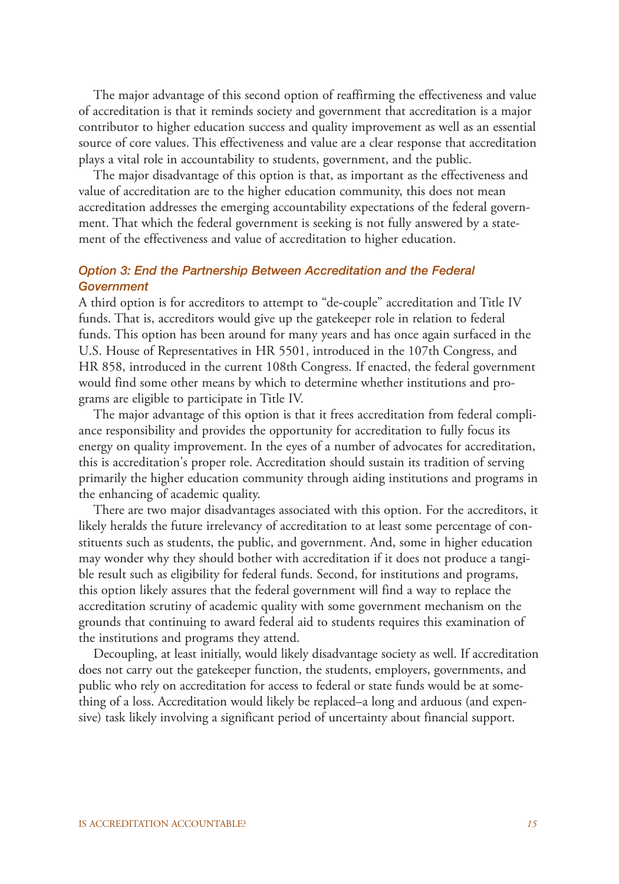The major advantage of this second option of reaffirming the effectiveness and value of accreditation is that it reminds society and government that accreditation is a major contributor to higher education success and quality improvement as well as an essential source of core values. This effectiveness and value are a clear response that accreditation plays a vital role in accountability to students, government, and the public.

The major disadvantage of this option is that, as important as the effectiveness and value of accreditation are to the higher education community, this does not mean accreditation addresses the emerging accountability expectations of the federal government. That which the federal government is seeking is not fully answered by a statement of the effectiveness and value of accreditation to higher education.

### *Option 3: End the Partnership Between Accreditation and the Federal Government*

A third option is for accreditors to attempt to "de-couple" accreditation and Title IV funds. That is, accreditors would give up the gatekeeper role in relation to federal funds. This option has been around for many years and has once again surfaced in the U.S. House of Representatives in HR 5501, introduced in the 107th Congress, and HR 858, introduced in the current 108th Congress. If enacted, the federal government would find some other means by which to determine whether institutions and programs are eligible to participate in Title IV.

The major advantage of this option is that it frees accreditation from federal compliance responsibility and provides the opportunity for accreditation to fully focus its energy on quality improvement. In the eyes of a number of advocates for accreditation, this is accreditation's proper role. Accreditation should sustain its tradition of serving primarily the higher education community through aiding institutions and programs in the enhancing of academic quality.

There are two major disadvantages associated with this option. For the accreditors, it likely heralds the future irrelevancy of accreditation to at least some percentage of constituents such as students, the public, and government. And, some in higher education may wonder why they should bother with accreditation if it does not produce a tangible result such as eligibility for federal funds. Second, for institutions and programs, this option likely assures that the federal government will find a way to replace the accreditation scrutiny of academic quality with some government mechanism on the grounds that continuing to award federal aid to students requires this examination of the institutions and programs they attend.

Decoupling, at least initially, would likely disadvantage society as well. If accreditation does not carry out the gatekeeper function, the students, employers, governments, and public who rely on accreditation for access to federal or state funds would be at something of a loss. Accreditation would likely be replaced–a long and arduous (and expensive) task likely involving a significant period of uncertainty about financial support.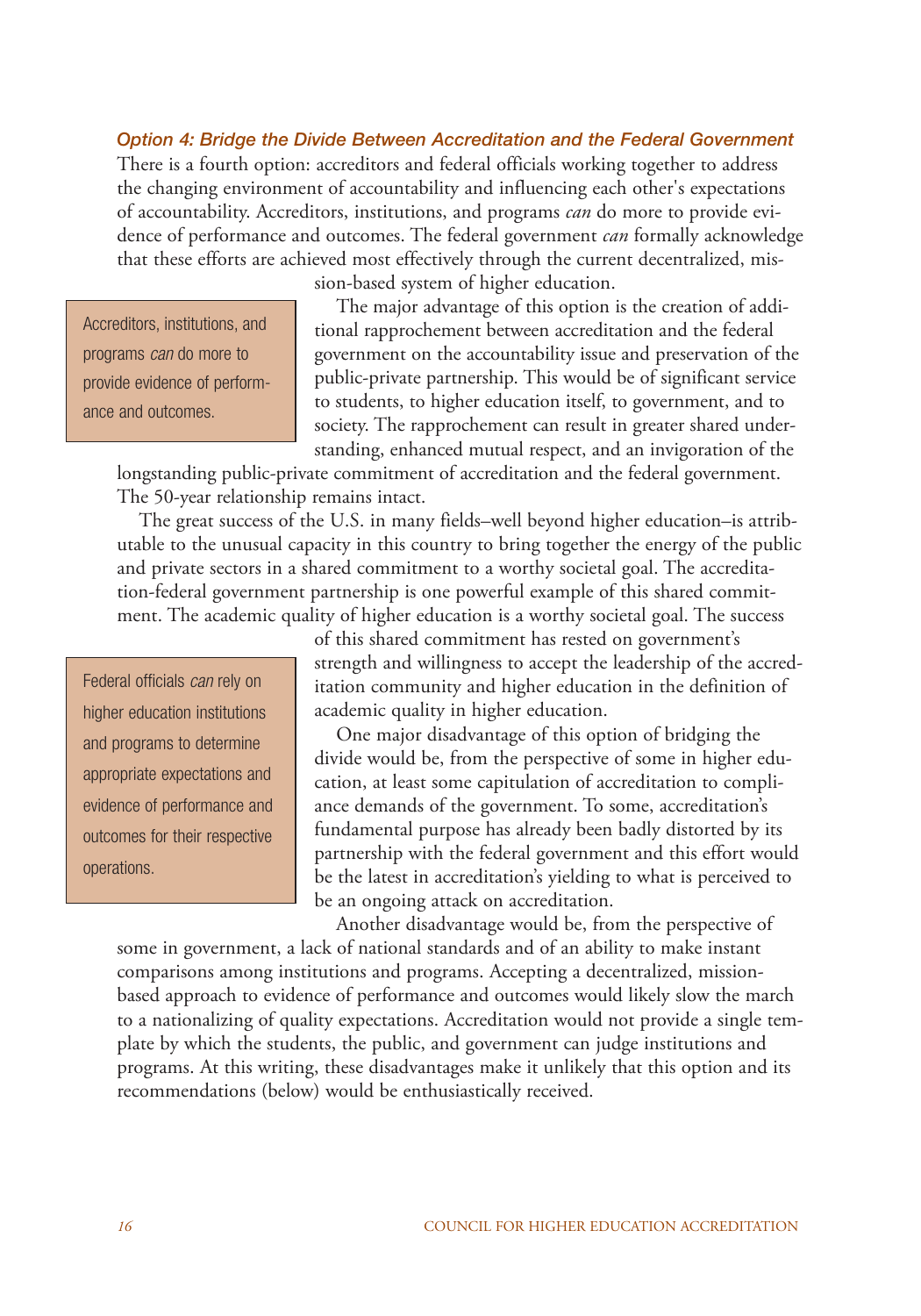### *Option 4: Bridge the Divide Between Accreditation and the Federal Government*

There is a fourth option: accreditors and federal officials working together to address the changing environment of accountability and influencing each other's expectations of accountability. Accreditors, institutions, and programs *can* do more to provide evidence of performance and outcomes. The federal government *can* formally acknowledge that these efforts are achieved most effectively through the current decentralized, mission-based system of higher education.

> Accreditors, institutions, and programs *can* do more to provide evidence of performance and outcomes.

The major advantage of this option is the creation of additional rapprochement between accreditation and the federal government on the accountability issue and preservation of the public-private partnership. This would be of significant service to students, to higher education itself, to government, and to society. The rapprochement can result in greater shared understanding, enhanced mutual respect, and an invigoration of the longstanding public-private commitment of accreditation and the federal government. The 50-year relationship remains intact.

The great success of the U.S. in many fields–well beyond higher education–is attributable to the unusual capacity in this country to bring together the energy of the public and private sectors in a shared commitment to a worthy societal goal. The accreditation-federal government partnership is one powerful example of this shared commitment. The academic quality of higher education is a worthy societal goal. The success of this shared commitment has rested on government's strength and willingness to accept the leadership of the accreditation community and higher education in the definition of academic quality in higher education.

> Federal officials *can* rely on higher education institutions and programs to determine appropriate expectations and evidence of performance and outcomes for their respective operations.

One major disadvantage of this option of bridging the divide would be, from the perspective of some in higher education, at least some capitulation of accreditation to compliance demands of the government. To some, accreditation's fundamental purpose has already been badly distorted by its partnership with the federal government and this effort would be the latest in accreditation's yielding to what is perceived to be an ongoing attack on accreditation.

Another disadvantage would be, from the perspective of some in government, a lack of national standards and of an ability to make instant comparisons among institutions and programs. Accepting a decentralized, mission-based approach to evidence of performance and outcomes would likely slow the march to a nationalizing of quality expectations. Accreditation would not provide a single template by which the students, the public, and government can judge institutions and programs. At this writing, these disadvantages make it unlikely that this option and its recommendations (below) would be enthusiastically received.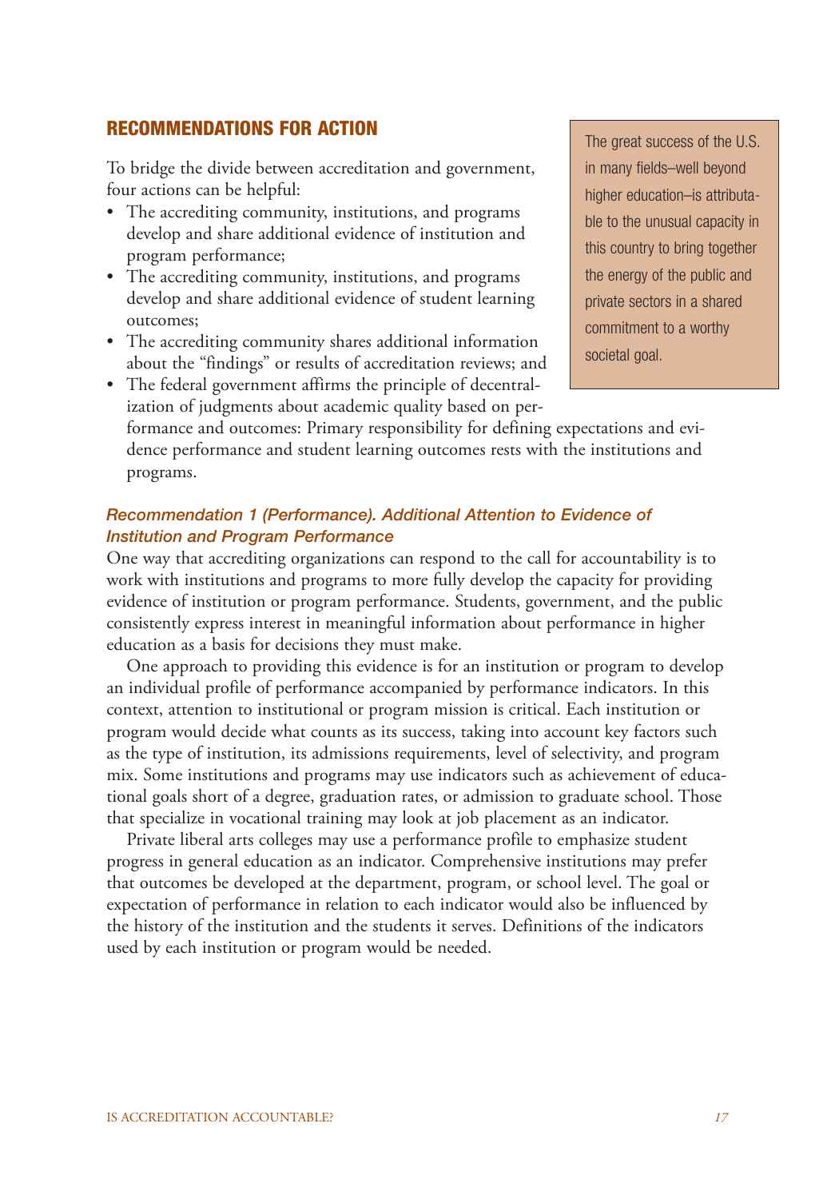## RECOMMENDATIONS FOR ACTION

To bridge the divide between accreditation and government, four actions can be helpful:

- The accrediting community, institutions, and programs develop and share additional evidence of institution and program performance;
- The accrediting community, institutions, and programs develop and share additional evidence of student learning outcomes;
- The accrediting community shares additional information about the "findings" or results of accreditation reviews; and
- The federal government affirms the principle of decentralization of judgments about academic quality based on performance and outcomes: Primary responsibility for defining expectations and evidence performance and student learning outcomes rests with the institutions and programs.

> The great success of the U.S. in many fields–well beyond higher education–is attributable to the unusual capacity in this country to bring together the energy of the public and private sectors in a shared commitment to a worthy societal goal.

### *Recommendation 1 (Performance). Additional Attention to Evidence of Institution and Program Performance*

One way that accrediting organizations can respond to the call for accountability is to work with institutions and programs to more fully develop the capacity for providing evidence of institution or program performance. Students, government, and the public consistently express interest in meaningful information about performance in higher education as a basis for decisions they must make.

One approach to providing this evidence is for an institution or program to develop an individual profile of performance accompanied by performance indicators. In this context, attention to institutional or program mission is critical. Each institution or program would decide what counts as its success, taking into account key factors such as the type of institution, its admissions requirements, level of selectivity, and program mix. Some institutions and programs may use indicators such as achievement of educational goals short of a degree, graduation rates, or admission to graduate school. Those that specialize in vocational training may look at job placement as an indicator.

Private liberal arts colleges may use a performance profile to emphasize student progress in general education as an indicator. Comprehensive institutions may prefer that outcomes be developed at the department, program, or school level. The goal or expectation of performance in relation to each indicator would also be influenced by the history of the institution and the students it serves. Definitions of the indicators used by each institution or program would be needed.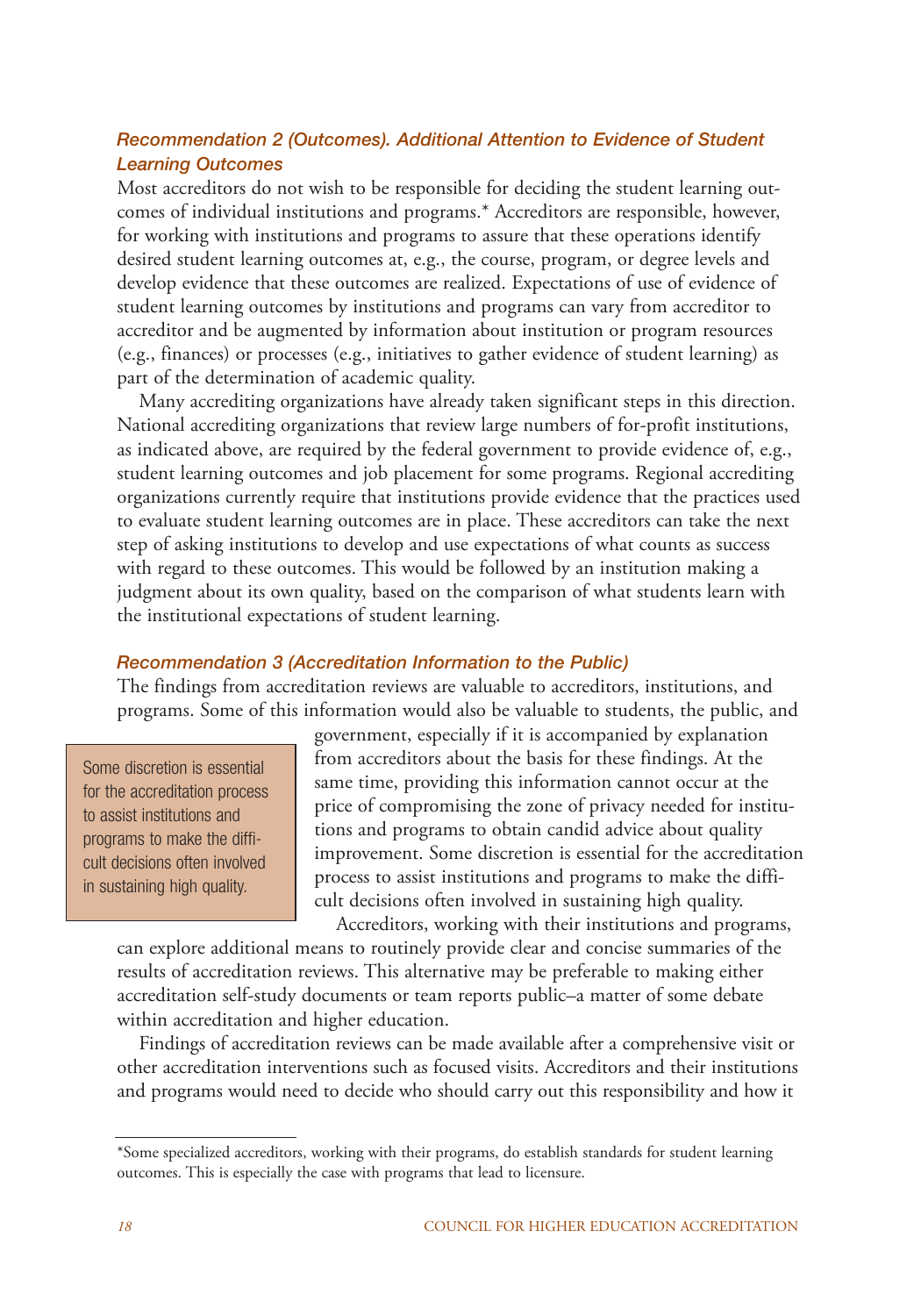### *Recommendation 2 (Outcomes). Additional Attention to Evidence of Student Learning Outcomes*

Most accreditors do not wish to be responsible for deciding the student learning outcomes of individual institutions and programs.* Accreditors are responsible, however, for working with institutions and programs to assure that these operations identify desired student learning outcomes at, e.g., the course, program, or degree levels and develop evidence that these outcomes are realized. Expectations of use of evidence of student learning outcomes by institutions and programs can vary from accreditor to accreditor and be augmented by information about institution or program resources (e.g., finances) or processes (e.g., initiatives to gather evidence of student learning) as part of the determination of academic quality.

Many accrediting organizations have already taken significant steps in this direction. National accrediting organizations that review large numbers of for-profit institutions, as indicated above, are required by the federal government to provide evidence of, e.g., student learning outcomes and job placement for some programs. Regional accrediting organizations currently require that institutions provide evidence that the practices used to evaluate student learning outcomes are in place. These accreditors can take the next step of asking institutions to develop and use expectations of what counts as success with regard to these outcomes. This would be followed by an institution making a judgment about its own quality, based on the comparison of what students learn with the institutional expectations of student learning.

### *Recommendation 3 (Accreditation Information to the Public)*

The findings from accreditation reviews are valuable to accreditors, institutions, and programs. Some of this information would also be valuable to students, the public, and government, especially if it is accompanied by explanation from accreditors about the basis for these findings. At the same time, providing this information cannot occur at the price of compromising the zone of privacy needed for institutions and programs to obtain candid advice about quality improvement. Some discretion is essential for the accreditation process to assist institutions and programs to make the difficult decisions often involved in sustaining high quality.

> Some discretion is essential for the accreditation process to assist institutions and programs to make the difficult decisions often involved in sustaining high quality.

Accreditors, working with their institutions and programs, can explore additional means to routinely provide clear and concise summaries of the results of accreditation reviews. This alternative may be preferable to making either accreditation self-study documents or team reports public–a matter of some debate within accreditation and higher education.

Findings of accreditation reviews can be made available after a comprehensive visit or other accreditation interventions such as focused visits. Accreditors and their institutions and programs would need to decide who should carry out this responsibility and how it

---

*Some specialized accreditors, working with their programs, do establish standards for student learning outcomes. This is especially the case with programs that lead to licensure.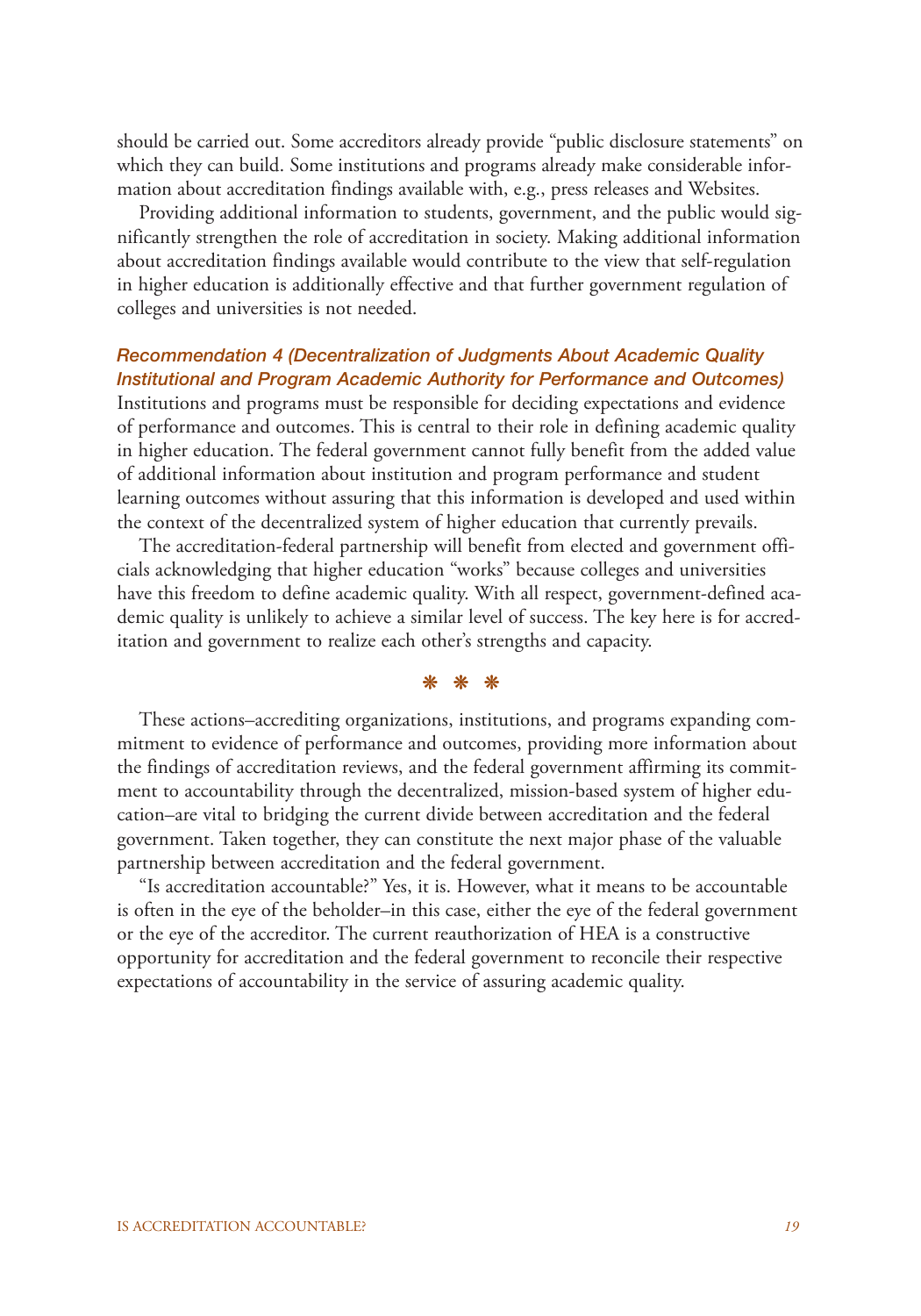should be carried out. Some accreditors already provide "public disclosure statements" on which they can build. Some institutions and programs already make considerable information about accreditation findings available with, e.g., press releases and Websites.

Providing additional information to students, government, and the public would significantly strengthen the role of accreditation in society. Making additional information about accreditation findings available would contribute to the view that self-regulation in higher education is additionally effective and that further government regulation of colleges and universities is not needed.

***Recommendation 4 (Decentralization of Judgments About Academic Quality Institutional and Program Academic Authority for Performance and Outcomes)***

Institutions and programs must be responsible for deciding expectations and evidence of performance and outcomes. This is central to their role in defining academic quality in higher education. The federal government cannot fully benefit from the added value of additional information about institution and program performance and student learning outcomes without assuring that this information is developed and used within the context of the decentralized system of higher education that currently prevails.

The accreditation-federal partnership will benefit from elected and government officials acknowledging that higher education "works" because colleges and universities have this freedom to define academic quality. With all respect, government-defined academic quality is unlikely to achieve a similar level of success. The key here is for accreditation and government to realize each other's strengths and capacity.

❋ ❋ ❋

These actions–accrediting organizations, institutions, and programs expanding commitment to evidence of performance and outcomes, providing more information about the findings of accreditation reviews, and the federal government affirming its commitment to accountability through the decentralized, mission-based system of higher education–are vital to bridging the current divide between accreditation and the federal government. Taken together, they can constitute the next major phase of the valuable partnership between accreditation and the federal government.

"Is accreditation accountable?" Yes, it is. However, what it means to be accountable is often in the eye of the beholder–in this case, either the eye of the federal government or the eye of the accreditor. The current reauthorization of HEA is a constructive opportunity for accreditation and the federal government to reconcile their respective expectations of accountability in the service of assuring academic quality.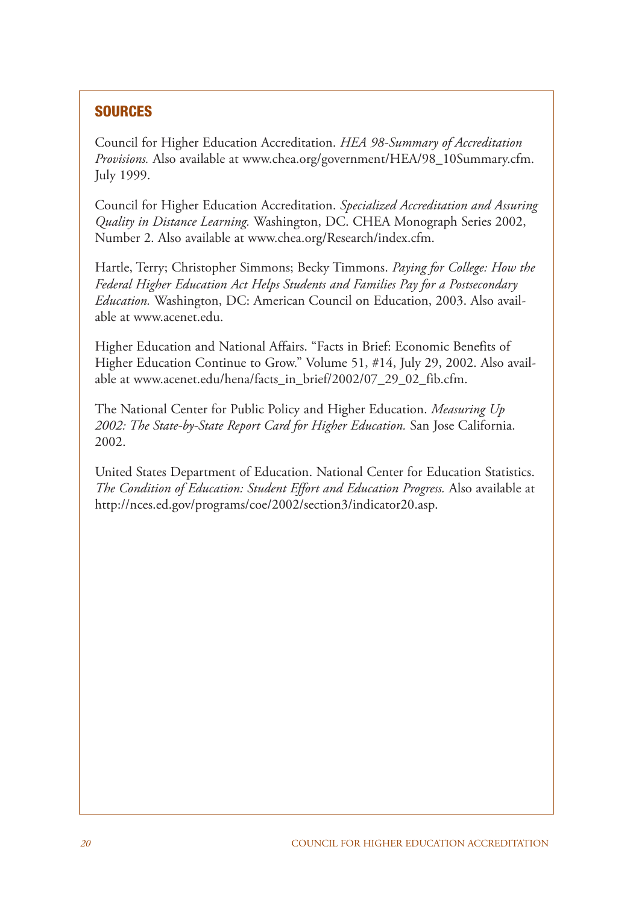## SOURCES

Council for Higher Education Accreditation. *HEA 98-Summary of Accreditation Provisions.* Also available at www.chea.org/government/HEA/98_10Summary.cfm. July 1999.

Council for Higher Education Accreditation. *Specialized Accreditation and Assuring Quality in Distance Learning.* Washington, DC. CHEA Monograph Series 2002, Number 2. Also available at www.chea.org/Research/index.cfm.

Hartle, Terry; Christopher Simmons; Becky Timmons. *Paying for College: How the Federal Higher Education Act Helps Students and Families Pay for a Postsecondary Education.* Washington, DC: American Council on Education, 2003. Also available at www.acenet.edu.

Higher Education and National Affairs. "Facts in Brief: Economic Benefits of Higher Education Continue to Grow." Volume 51, #14, July 29, 2002. Also available at www.acenet.edu/hena/facts_in_brief/2002/07_29_02_fib.cfm.

The National Center for Public Policy and Higher Education. *Measuring Up 2002: The State-by-State Report Card for Higher Education.* San Jose California. 2002.

United States Department of Education. National Center for Education Statistics. *The Condition of Education: Student Effort and Education Progress.* Also available at http://nces.ed.gov/programs/coe/2002/section3/indicator20.asp.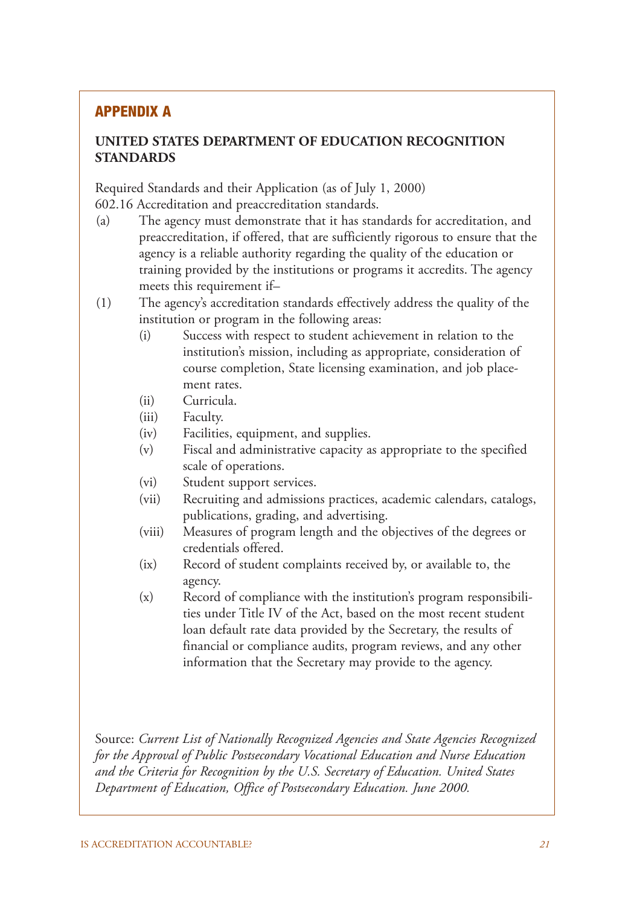## APPENDIX A

### UNITED STATES DEPARTMENT OF EDUCATION RECOGNITION STANDARDS

Required Standards and their Application (as of July 1, 2000)
602.16 Accreditation and preaccreditation standards.

(a) The agency must demonstrate that it has standards for accreditation, and preaccreditation, if offered, that are sufficiently rigorous to ensure that the agency is a reliable authority regarding the quality of the education or training provided by the institutions or programs it accredits. The agency meets this requirement if–

(1) The agency's accreditation standards effectively address the quality of the institution or program in the following areas:

- (i) Success with respect to student achievement in relation to the institution's mission, including as appropriate, consideration of course completion, State licensing examination, and job placement rates.
- (ii) Curricula.
- (iii) Faculty.
- (iv) Facilities, equipment, and supplies.
- (v) Fiscal and administrative capacity as appropriate to the specified scale of operations.
- (vi) Student support services.
- (vii) Recruiting and admissions practices, academic calendars, catalogs, publications, grading, and advertising.
- (viii) Measures of program length and the objectives of the degrees or credentials offered.
- (ix) Record of student complaints received by, or available to, the agency.
- (x) Record of compliance with the institution's program responsibilities under Title IV of the Act, based on the most recent student loan default rate data provided by the Secretary, the results of financial or compliance audits, program reviews, and any other information that the Secretary may provide to the agency.

Source: *Current List of Nationally Recognized Agencies and State Agencies Recognized for the Approval of Public Postsecondary Vocational Education and Nurse Education and the Criteria for Recognition by the U.S. Secretary of Education. United States Department of Education, Office of Postsecondary Education. June 2000.*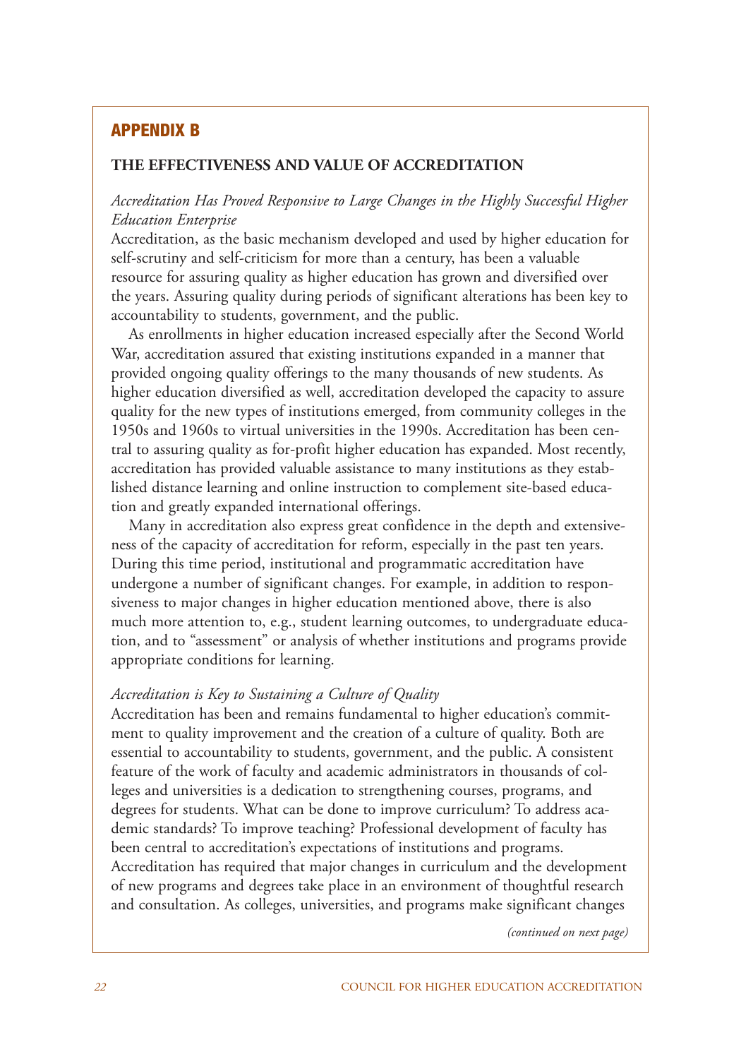## APPENDIX B

### THE EFFECTIVENESS AND VALUE OF ACCREDITATION

*Accreditation Has Proved Responsive to Large Changes in the Highly Successful Higher Education Enterprise*

Accreditation, as the basic mechanism developed and used by higher education for self-scrutiny and self-criticism for more than a century, has been a valuable resource for assuring quality as higher education has grown and diversified over the years. Assuring quality during periods of significant alterations has been key to accountability to students, government, and the public.

As enrollments in higher education increased especially after the Second World War, accreditation assured that existing institutions expanded in a manner that provided ongoing quality offerings to the many thousands of new students. As higher education diversified as well, accreditation developed the capacity to assure quality for the new types of institutions emerged, from community colleges in the 1950s and 1960s to virtual universities in the 1990s. Accreditation has been central to assuring quality as for-profit higher education has expanded. Most recently, accreditation has provided valuable assistance to many institutions as they established distance learning and online instruction to complement site-based education and greatly expanded international offerings.

Many in accreditation also express great confidence in the depth and extensiveness of the capacity of accreditation for reform, especially in the past ten years. During this time period, institutional and programmatic accreditation have undergone a number of significant changes. For example, in addition to responsiveness to major changes in higher education mentioned above, there is also much more attention to, e.g., student learning outcomes, to undergraduate education, and to "assessment" or analysis of whether institutions and programs provide appropriate conditions for learning.

*Accreditation is Key to Sustaining a Culture of Quality*

Accreditation has been and remains fundamental to higher education's commitment to quality improvement and the creation of a culture of quality. Both are essential to accountability to students, government, and the public. A consistent feature of the work of faculty and academic administrators in thousands of colleges and universities is a dedication to strengthening courses, programs, and degrees for students. What can be done to improve curriculum? To address academic standards? To improve teaching? Professional development of faculty has been central to accreditation's expectations of institutions and programs. Accreditation has required that major changes in curriculum and the development of new programs and degrees take place in an environment of thoughtful research and consultation. As colleges, universities, and programs make significant changes

*(continued on next page)*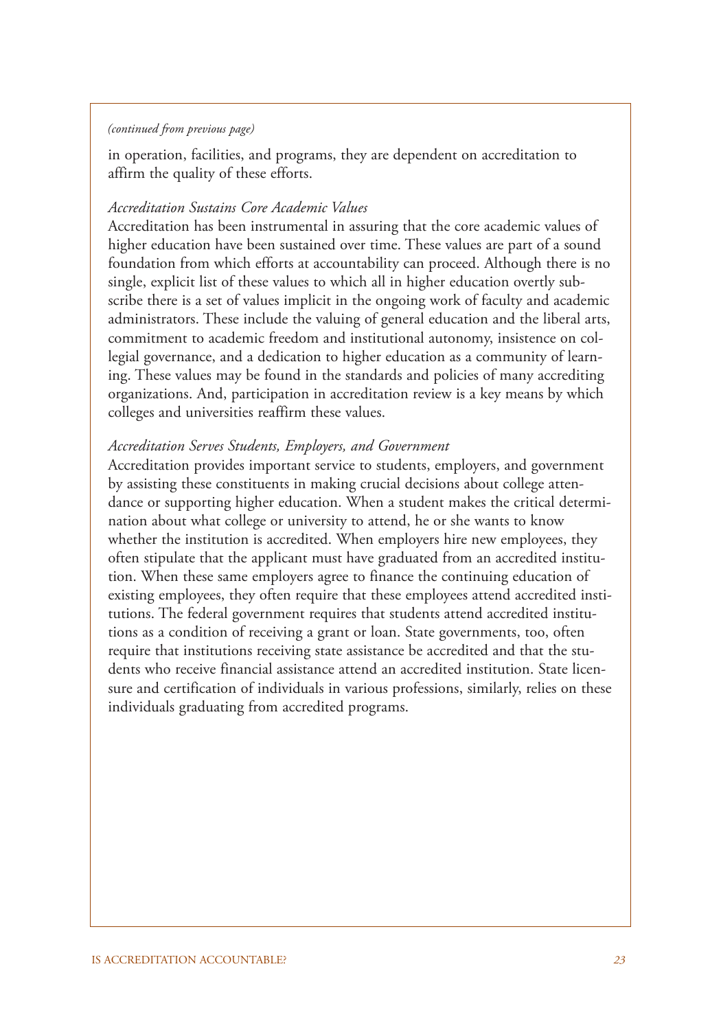*(continued from previous page)*

in operation, facilities, and programs, they are dependent on accreditation to affirm the quality of these efforts.

*Accreditation Sustains Core Academic Values*

Accreditation has been instrumental in assuring that the core academic values of higher education have been sustained over time. These values are part of a sound foundation from which efforts at accountability can proceed. Although there is no single, explicit list of these values to which all in higher education overtly subscribe there is a set of values implicit in the ongoing work of faculty and academic administrators. These include the valuing of general education and the liberal arts, commitment to academic freedom and institutional autonomy, insistence on collegial governance, and a dedication to higher education as a community of learning. These values may be found in the standards and policies of many accrediting organizations. And, participation in accreditation review is a key means by which colleges and universities reaffirm these values.

*Accreditation Serves Students, Employers, and Government*

Accreditation provides important service to students, employers, and government by assisting these constituents in making crucial decisions about college attendance or supporting higher education. When a student makes the critical determination about what college or university to attend, he or she wants to know whether the institution is accredited. When employers hire new employees, they often stipulate that the applicant must have graduated from an accredited institution. When these same employers agree to finance the continuing education of existing employees, they often require that these employees attend accredited institutions. The federal government requires that students attend accredited institutions as a condition of receiving a grant or loan. State governments, too, often require that institutions receiving state assistance be accredited and that the students who receive financial assistance attend an accredited institution. State licensure and certification of individuals in various professions, similarly, relies on these individuals graduating from accredited programs.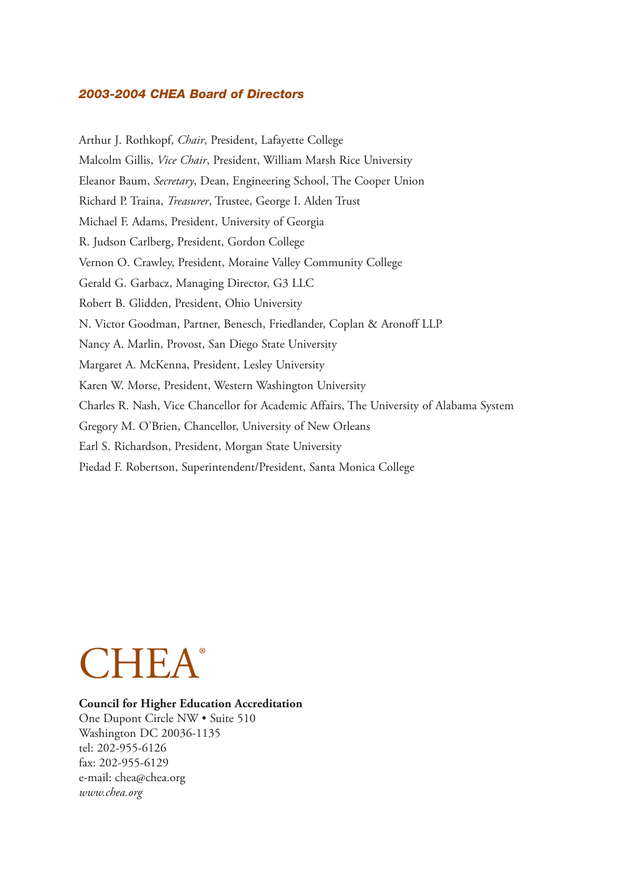### *2003-2004 CHEA Board of Directors*

Arthur J. Rothkopf, *Chair*, President, Lafayette College

Malcolm Gillis, *Vice Chair*, President, William Marsh Rice University

Eleanor Baum, *Secretary*, Dean, Engineering School, The Cooper Union

Richard P. Traina, *Treasurer*, Trustee, George I. Alden Trust

Michael F. Adams, President, University of Georgia

R. Judson Carlberg, President, Gordon College

Vernon O. Crawley, President, Moraine Valley Community College

Gerald G. Garbacz, Managing Director, G3 LLC

Robert B. Glidden, President, Ohio University

N. Victor Goodman, Partner, Benesch, Friedlander, Coplan & Aronoff LLP

Nancy A. Marlin, Provost, San Diego State University

Margaret A. McKenna, President, Lesley University

Karen W. Morse, President, Western Washington University

Charles R. Nash, Vice Chancellor for Academic Affairs, The University of Alabama System

Gregory M. O'Brien, Chancellor, University of New Orleans

Earl S. Richardson, President, Morgan State University

Piedad F. Robertson, Superintendent/President, Santa Monica College

CHEA®

**Council for Higher Education Accreditation**
One Dupont Circle NW • Suite 510
Washington DC 20036-1135
tel: 202-955-6126
fax: 202-955-6129
e-mail: chea@chea.org
*www.chea.org*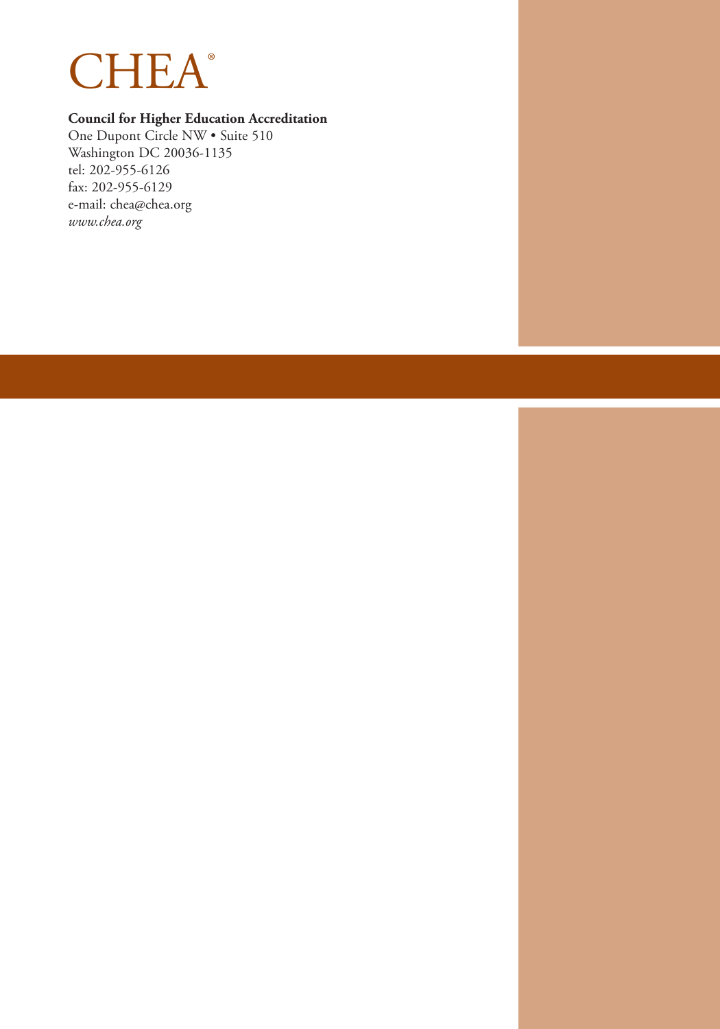# CHEA®

**Council for Higher Education Accreditation**
One Dupont Circle NW • Suite 510
Washington DC 20036-1135
tel: 202-955-6126
fax: 202-955-6129
e-mail: chea@chea.org
*www.chea.org*